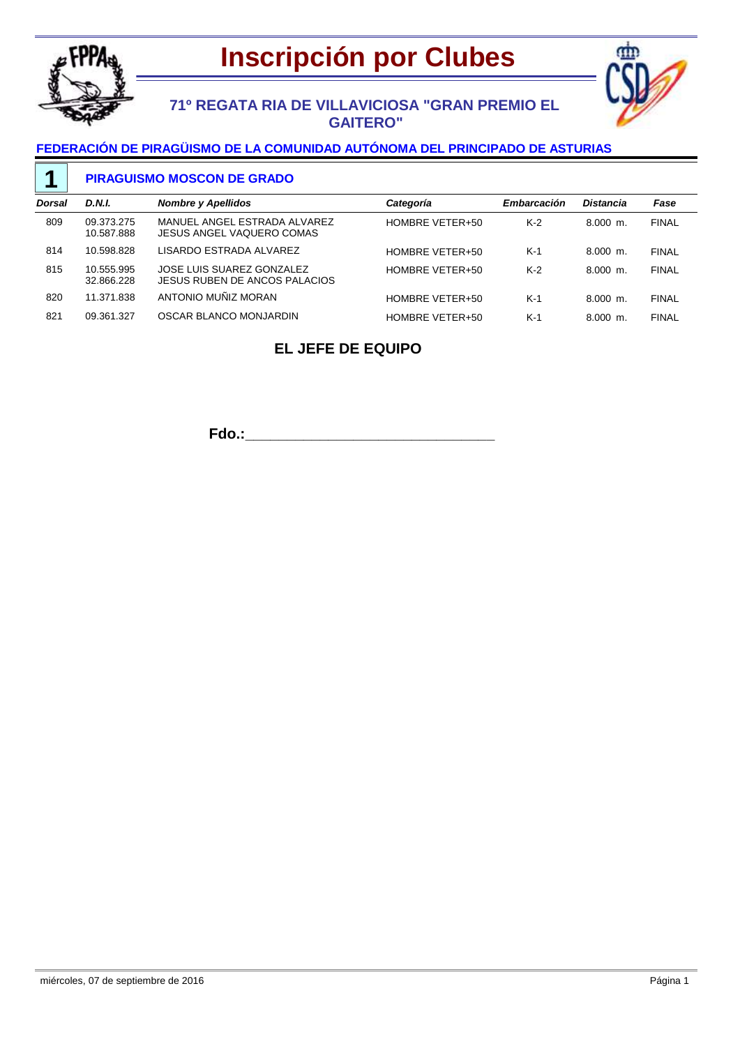# Inscripción por Clubes

## 71º REGATA RIA DE VILLAVICIOSA "GRAN PREMIO EL GAITERO"

### FEDERACIÓN DE PIRAGÜISMO DE LA COMUNIDAD AUTÓNOMA DEL PRINCIPADO DE ASTURIAS

### 1 PIRAGUISMO MOSCON DE GRADO

| *Dorsal* | *D.N.I.* | *Nombre y Apellidos* | *Categoría* | *Embarcación* | *Distancia* | *Fase* |
|---|---|---|---|---|---|---|
| 809 | 09.373.275<br>10.587.888 | MANUEL ANGEL ESTRADA ALVAREZ<br>JESUS ANGEL VAQUERO COMAS | HOMBRE VETER+50 | K-2 | 8.000 m. | FINAL |
| 814 | 10.598.828 | LISARDO ESTRADA ALVAREZ | HOMBRE VETER+50 | K-1 | 8.000 m. | FINAL |
| 815 | 10.555.995<br>32.866.228 | JOSE LUIS SUAREZ GONZALEZ<br>JESUS RUBEN DE ANCOS PALACIOS | HOMBRE VETER+50 | K-2 | 8.000 m. | FINAL |
| 820 | 11.371.838 | ANTONIO MUÑIZ MORAN | HOMBRE VETER+50 | K-1 | 8.000 m. | FINAL |
| 821 | 09.361.327 | OSCAR BLANCO MONJARDIN | HOMBRE VETER+50 | K-1 | 8.000 m. | FINAL |

**EL JEFE DE EQUIPO**

**Fdo.:**_______________________________

miércoles, 07 de septiembre de 2016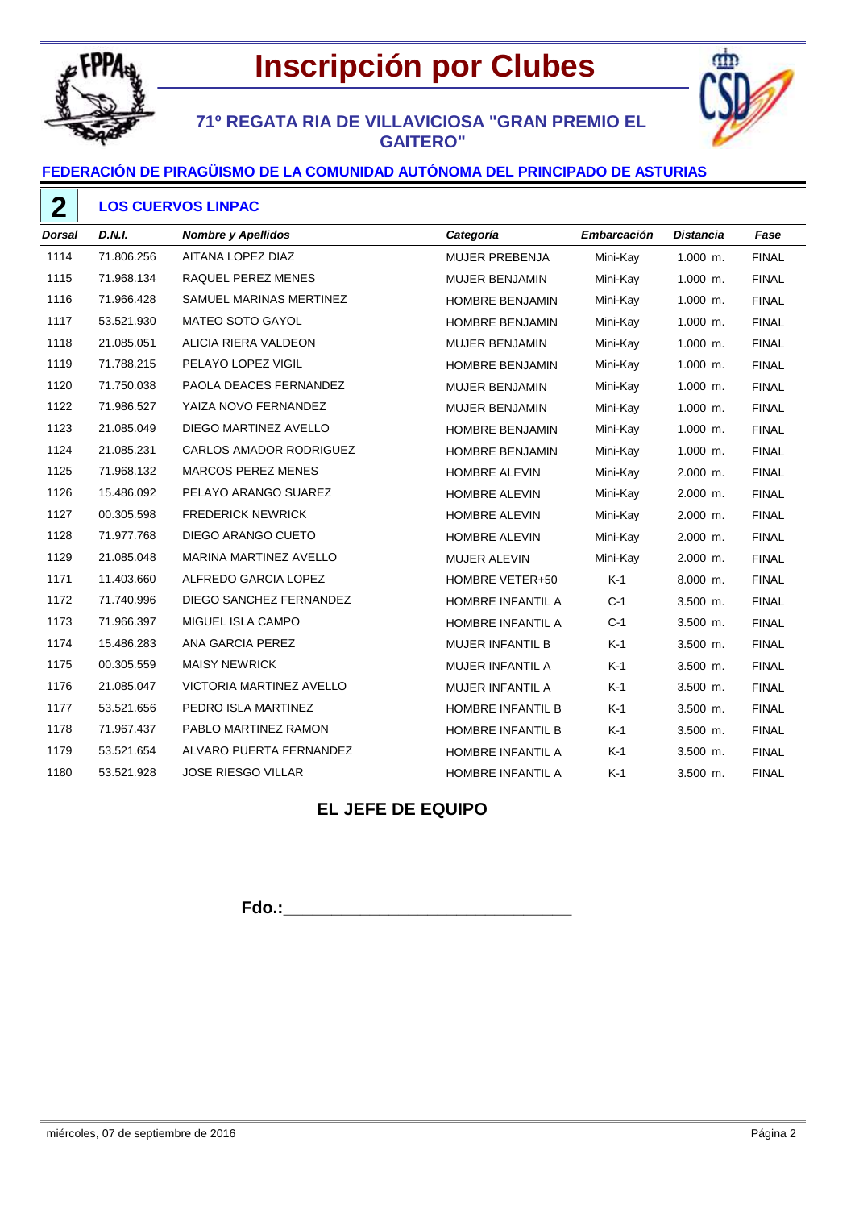# Inscripción por Clubes

## 71º REGATA RIA DE VILLAVICIOSA "GRAN PREMIO EL GAITERO"

### FEDERACIÓN DE PIRAGÜISMO DE LA COMUNIDAD AUTÓNOMA DEL PRINCIPADO DE ASTURIAS

**2** **LOS CUERVOS LINPAC**

| *Dorsal* | *D.N.I.* | *Nombre y Apellidos* | *Categoría* | *Embarcación* | *Distancia* | *Fase* |
|---|---|---|---|---|---|---|
| 1114 | 71.806.256 | AITANA LOPEZ DIAZ | MUJER PREBENJA | Mini-Kay | 1.000 m. | FINAL |
| 1115 | 71.968.134 | RAQUEL PEREZ MENES | MUJER BENJAMIN | Mini-Kay | 1.000 m. | FINAL |
| 1116 | 71.966.428 | SAMUEL MARINAS MERTINEZ | HOMBRE BENJAMIN | Mini-Kay | 1.000 m. | FINAL |
| 1117 | 53.521.930 | MATEO SOTO GAYOL | HOMBRE BENJAMIN | Mini-Kay | 1.000 m. | FINAL |
| 1118 | 21.085.051 | ALICIA RIERA VALDEON | MUJER BENJAMIN | Mini-Kay | 1.000 m. | FINAL |
| 1119 | 71.788.215 | PELAYO LOPEZ VIGIL | HOMBRE BENJAMIN | Mini-Kay | 1.000 m. | FINAL |
| 1120 | 71.750.038 | PAOLA DEACES FERNANDEZ | MUJER BENJAMIN | Mini-Kay | 1.000 m. | FINAL |
| 1122 | 71.986.527 | YAIZA NOVO FERNANDEZ | MUJER BENJAMIN | Mini-Kay | 1.000 m. | FINAL |
| 1123 | 21.085.049 | DIEGO MARTINEZ AVELLO | HOMBRE BENJAMIN | Mini-Kay | 1.000 m. | FINAL |
| 1124 | 21.085.231 | CARLOS AMADOR RODRIGUEZ | HOMBRE BENJAMIN | Mini-Kay | 1.000 m. | FINAL |
| 1125 | 71.968.132 | MARCOS PEREZ MENES | HOMBRE ALEVIN | Mini-Kay | 2.000 m. | FINAL |
| 1126 | 15.486.092 | PELAYO ARANGO SUAREZ | HOMBRE ALEVIN | Mini-Kay | 2.000 m. | FINAL |
| 1127 | 00.305.598 | FREDERICK NEWRICK | HOMBRE ALEVIN | Mini-Kay | 2.000 m. | FINAL |
| 1128 | 71.977.768 | DIEGO ARANGO CUETO | HOMBRE ALEVIN | Mini-Kay | 2.000 m. | FINAL |
| 1129 | 21.085.048 | MARINA MARTINEZ AVELLO | MUJER ALEVIN | Mini-Kay | 2.000 m. | FINAL |
| 1171 | 11.403.660 | ALFREDO GARCIA LOPEZ | HOMBRE VETER+50 | K-1 | 8.000 m. | FINAL |
| 1172 | 71.740.996 | DIEGO SANCHEZ FERNANDEZ | HOMBRE INFANTIL A | C-1 | 3.500 m. | FINAL |
| 1173 | 71.966.397 | MIGUEL ISLA CAMPO | HOMBRE INFANTIL A | C-1 | 3.500 m. | FINAL |
| 1174 | 15.486.283 | ANA GARCIA PEREZ | MUJER INFANTIL B | K-1 | 3.500 m. | FINAL |
| 1175 | 00.305.559 | MAISY NEWRICK | MUJER INFANTIL A | K-1 | 3.500 m. | FINAL |
| 1176 | 21.085.047 | VICTORIA MARTINEZ AVELLO | MUJER INFANTIL A | K-1 | 3.500 m. | FINAL |
| 1177 | 53.521.656 | PEDRO ISLA MARTINEZ | HOMBRE INFANTIL B | K-1 | 3.500 m. | FINAL |
| 1178 | 71.967.437 | PABLO MARTINEZ RAMON | HOMBRE INFANTIL B | K-1 | 3.500 m. | FINAL |
| 1179 | 53.521.654 | ALVARO PUERTA FERNANDEZ | HOMBRE INFANTIL A | K-1 | 3.500 m. | FINAL |
| 1180 | 53.521.928 | JOSE RIESGO VILLAR | HOMBRE INFANTIL A | K-1 | 3.500 m. | FINAL |

**EL JEFE DE EQUIPO**

**Fdo.:**________________________________

miércoles, 07 de septiembre de 2016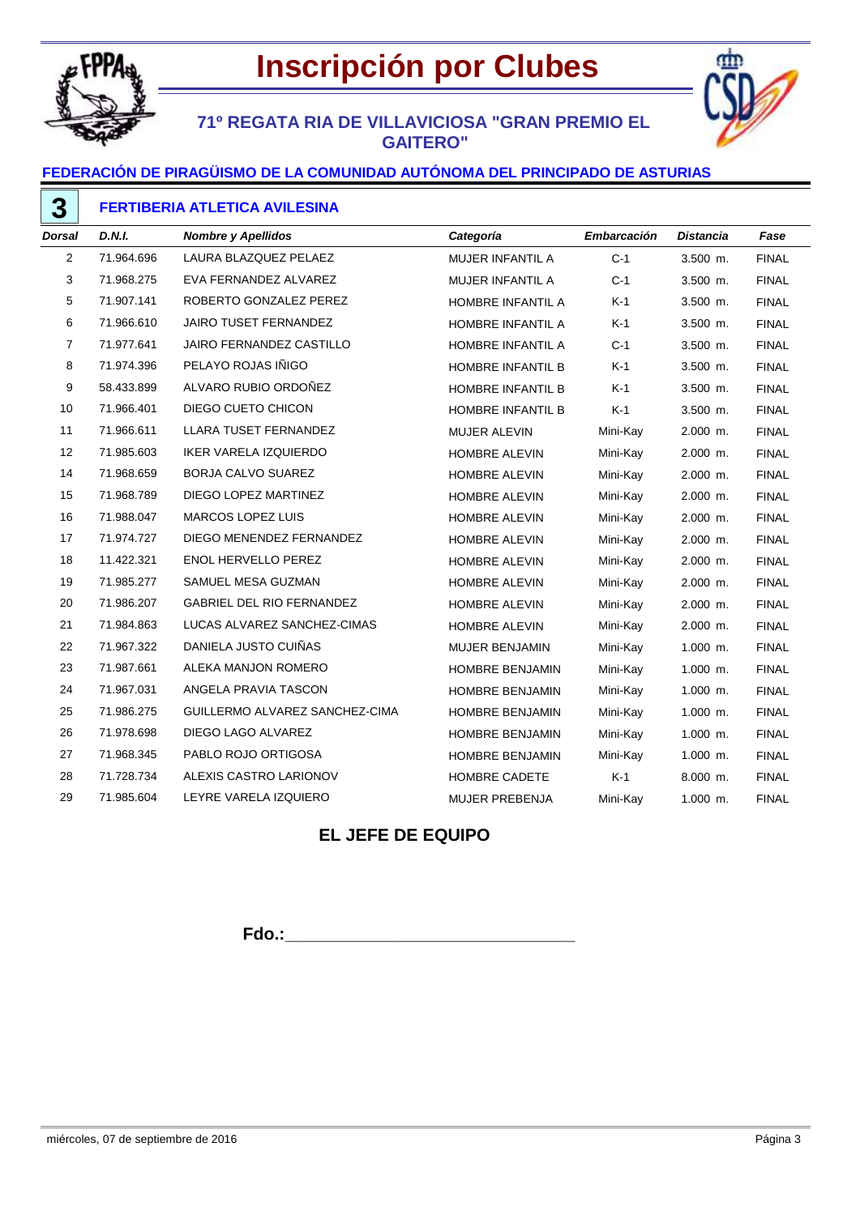# Inscripción por Clubes

## 71º REGATA RIA DE VILLAVICIOSA "GRAN PREMIO EL GAITERO"

### FEDERACIÓN DE PIRAGÜISMO DE LA COMUNIDAD AUTÓNOMA DEL PRINCIPADO DE ASTURIAS

### 3 FERTIBERIA ATLETICA AVILESINA

| *Dorsal* | *D.N.I.* | *Nombre y Apellidos* | *Categoría* | *Embarcación* | *Distancia* | *Fase* |
|---|---|---|---|---|---|---|
| 2 | 71.964.696 | LAURA BLAZQUEZ PELAEZ | MUJER INFANTIL A | C-1 | 3.500 m. | FINAL |
| 3 | 71.968.275 | EVA FERNANDEZ ALVAREZ | MUJER INFANTIL A | C-1 | 3.500 m. | FINAL |
| 5 | 71.907.141 | ROBERTO GONZALEZ PEREZ | HOMBRE INFANTIL A | K-1 | 3.500 m. | FINAL |
| 6 | 71.966.610 | JAIRO TUSET FERNANDEZ | HOMBRE INFANTIL A | K-1 | 3.500 m. | FINAL |
| 7 | 71.977.641 | JAIRO FERNANDEZ CASTILLO | HOMBRE INFANTIL A | C-1 | 3.500 m. | FINAL |
| 8 | 71.974.396 | PELAYO ROJAS IÑIGO | HOMBRE INFANTIL B | K-1 | 3.500 m. | FINAL |
| 9 | 58.433.899 | ALVARO RUBIO ORDOÑEZ | HOMBRE INFANTIL B | K-1 | 3.500 m. | FINAL |
| 10 | 71.966.401 | DIEGO CUETO CHICON | HOMBRE INFANTIL B | K-1 | 3.500 m. | FINAL |
| 11 | 71.966.611 | LLARA TUSET FERNANDEZ | MUJER ALEVIN | Mini-Kay | 2.000 m. | FINAL |
| 12 | 71.985.603 | IKER VARELA IZQUIERDO | HOMBRE ALEVIN | Mini-Kay | 2.000 m. | FINAL |
| 14 | 71.968.659 | BORJA CALVO SUAREZ | HOMBRE ALEVIN | Mini-Kay | 2.000 m. | FINAL |
| 15 | 71.968.789 | DIEGO LOPEZ MARTINEZ | HOMBRE ALEVIN | Mini-Kay | 2.000 m. | FINAL |
| 16 | 71.988.047 | MARCOS LOPEZ LUIS | HOMBRE ALEVIN | Mini-Kay | 2.000 m. | FINAL |
| 17 | 71.974.727 | DIEGO MENENDEZ FERNANDEZ | HOMBRE ALEVIN | Mini-Kay | 2.000 m. | FINAL |
| 18 | 11.422.321 | ENOL HERVELLO PEREZ | HOMBRE ALEVIN | Mini-Kay | 2.000 m. | FINAL |
| 19 | 71.985.277 | SAMUEL MESA GUZMAN | HOMBRE ALEVIN | Mini-Kay | 2.000 m. | FINAL |
| 20 | 71.986.207 | GABRIEL DEL RIO FERNANDEZ | HOMBRE ALEVIN | Mini-Kay | 2.000 m. | FINAL |
| 21 | 71.984.863 | LUCAS ALVAREZ SANCHEZ-CIMAS | HOMBRE ALEVIN | Mini-Kay | 2.000 m. | FINAL |
| 22 | 71.967.322 | DANIELA JUSTO CUIÑAS | MUJER BENJAMIN | Mini-Kay | 1.000 m. | FINAL |
| 23 | 71.987.661 | ALEKA MANJON ROMERO | HOMBRE BENJAMIN | Mini-Kay | 1.000 m. | FINAL |
| 24 | 71.967.031 | ANGELA PRAVIA TASCON | HOMBRE BENJAMIN | Mini-Kay | 1.000 m. | FINAL |
| 25 | 71.986.275 | GUILLERMO ALVAREZ SANCHEZ-CIMA | HOMBRE BENJAMIN | Mini-Kay | 1.000 m. | FINAL |
| 26 | 71.978.698 | DIEGO LAGO ALVAREZ | HOMBRE BENJAMIN | Mini-Kay | 1.000 m. | FINAL |
| 27 | 71.968.345 | PABLO ROJO ORTIGOSA | HOMBRE BENJAMIN | Mini-Kay | 1.000 m. | FINAL |
| 28 | 71.728.734 | ALEXIS CASTRO LARIONOV | HOMBRE CADETE | K-1 | 8.000 m. | FINAL |
| 29 | 71.985.604 | LEYRE VARELA IZQUIERO | MUJER PREBENJA | Mini-Kay | 1.000 m. | FINAL |

**EL JEFE DE EQUIPO**

**Fdo.:**_________________________________

miércoles, 07 de septiembre de 2016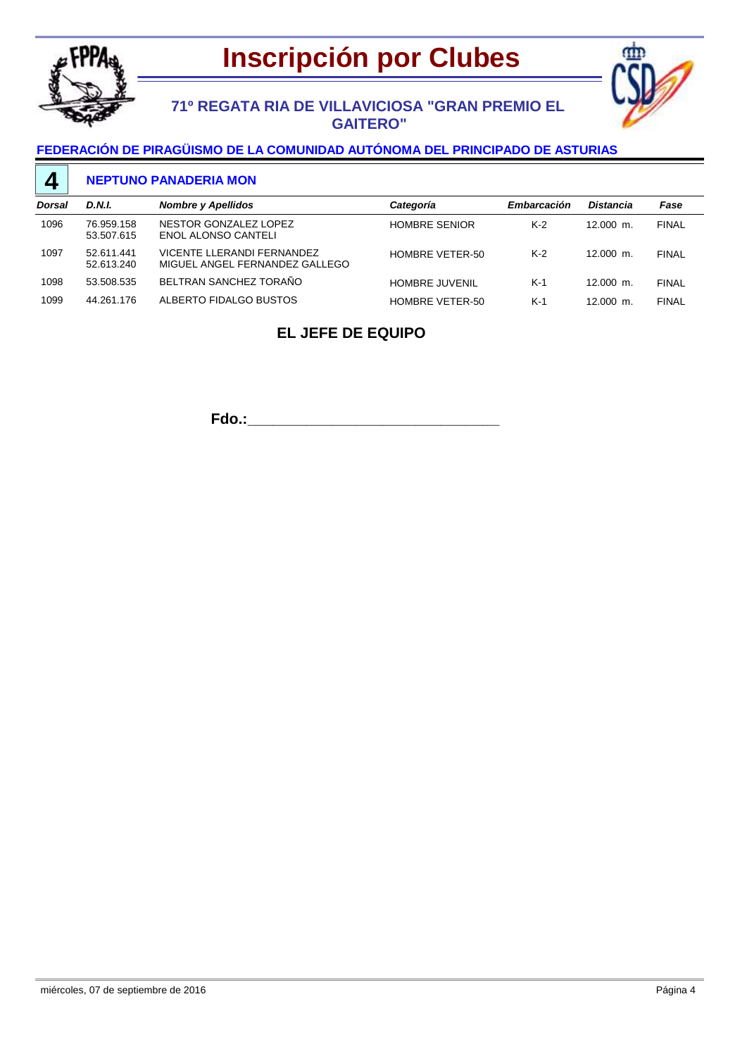# Inscripción por Clubes

## 71º REGATA RIA DE VILLAVICIOSA "GRAN PREMIO EL GAITERO"

### FEDERACIÓN DE PIRAGÜISMO DE LA COMUNIDAD AUTÓNOMA DEL PRINCIPADO DE ASTURIAS

### 4 NEPTUNO PANADERIA MON

| Dorsal | D.N.I. | Nombre y Apellidos | Categoría | Embarcación | Distancia | Fase |
|---|---|---|---|---|---|---|
| 1096 | 76.959.158<br>53.507.615 | NESTOR GONZALEZ LOPEZ<br>ENOL ALONSO CANTELI | HOMBRE SENIOR | K-2 | 12.000 m. | FINAL |
| 1097 | 52.611.441<br>52.613.240 | VICENTE LLERANDI FERNANDEZ<br>MIGUEL ANGEL FERNANDEZ GALLEGO | HOMBRE VETER-50 | K-2 | 12.000 m. | FINAL |
| 1098 | 53.508.535 | BELTRAN SANCHEZ TORAÑO | HOMBRE JUVENIL | K-1 | 12.000 m. | FINAL |
| 1099 | 44.261.176 | ALBERTO FIDALGO BUSTOS | HOMBRE VETER-50 | K-1 | 12.000 m. | FINAL |

**EL JEFE DE EQUIPO**

**Fdo.:**\_\_\_\_\_\_\_\_\_\_\_\_\_\_\_\_\_\_\_\_\_\_\_\_\_\_\_\_\_\_\_\_

miércoles, 07 de septiembre de 2016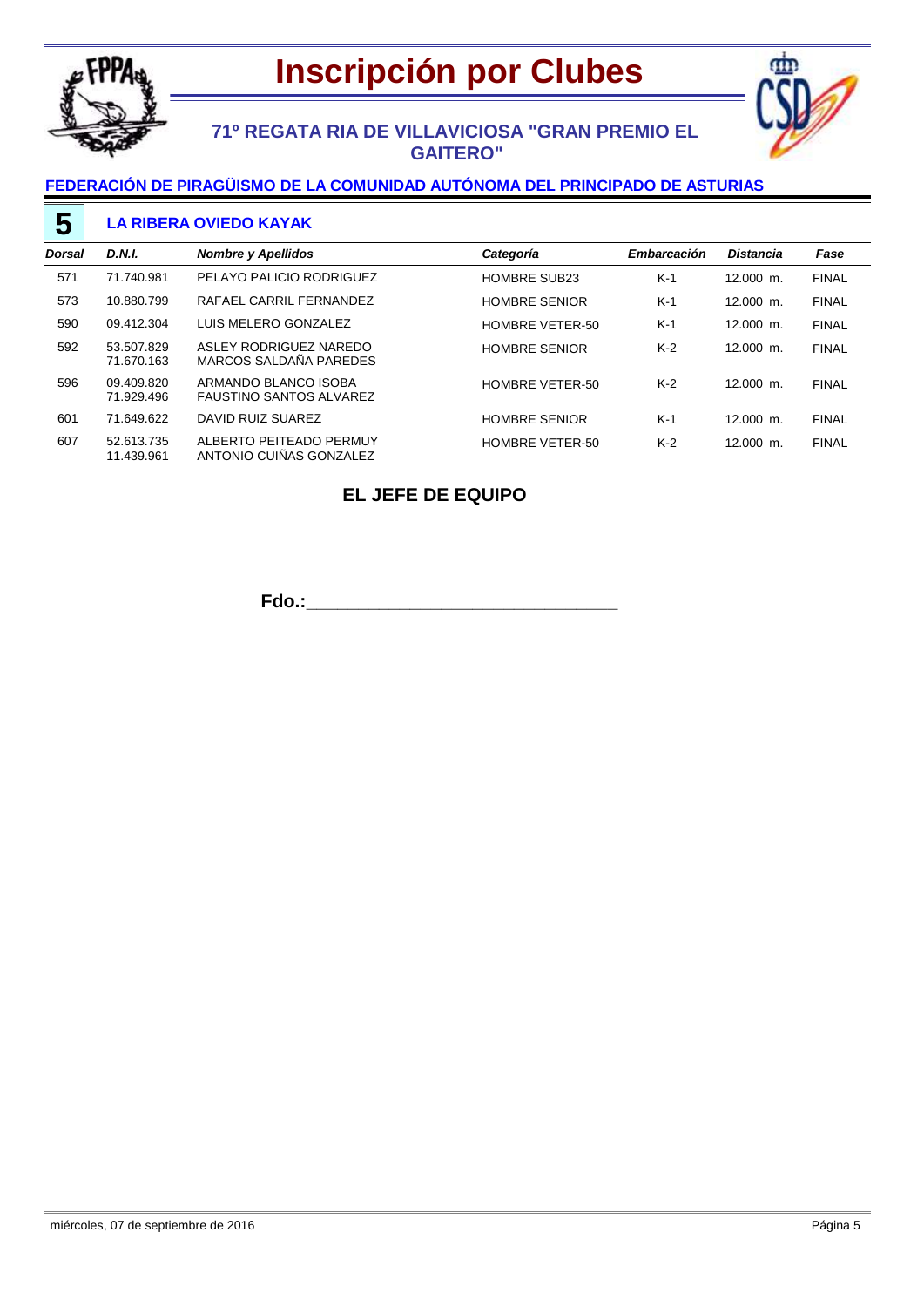# Inscripción por Clubes

## 71º REGATA RIA DE VILLAVICIOSA "GRAN PREMIO EL GAITERO"

### FEDERACIÓN DE PIRAGÜISMO DE LA COMUNIDAD AUTÓNOMA DEL PRINCIPADO DE ASTURIAS

**5** **LA RIBERA OVIEDO KAYAK**

| *Dorsal* | *D.N.I.* | *Nombre y Apellidos* | *Categoría* | *Embarcación* | *Distancia* | *Fase* |
|---|---|---|---|---|---|---|
| 571 | 71.740.981 | PELAYO PALICIO RODRIGUEZ | HOMBRE SUB23 | K-1 | 12.000 m. | FINAL |
| 573 | 10.880.799 | RAFAEL CARRIL FERNANDEZ | HOMBRE SENIOR | K-1 | 12.000 m. | FINAL |
| 590 | 09.412.304 | LUIS MELERO GONZALEZ | HOMBRE VETER-50 | K-1 | 12.000 m. | FINAL |
| 592 | 53.507.829<br>71.670.163 | ASLEY RODRIGUEZ NAREDO<br>MARCOS SALDAÑA PAREDES | HOMBRE SENIOR | K-2 | 12.000 m. | FINAL |
| 596 | 09.409.820<br>71.929.496 | ARMANDO BLANCO ISOBA<br>FAUSTINO SANTOS ALVAREZ | HOMBRE VETER-50 | K-2 | 12.000 m. | FINAL |
| 601 | 71.649.622 | DAVID RUIZ SUAREZ | HOMBRE SENIOR | K-1 | 12.000 m. | FINAL |
| 607 | 52.613.735<br>11.439.961 | ALBERTO PEITEADO PERMUY<br>ANTONIO CUIÑAS GONZALEZ | HOMBRE VETER-50 | K-2 | 12.000 m. | FINAL |

**EL JEFE DE EQUIPO**

**Fdo.:**_________________________________

miércoles, 07 de septiembre de 2016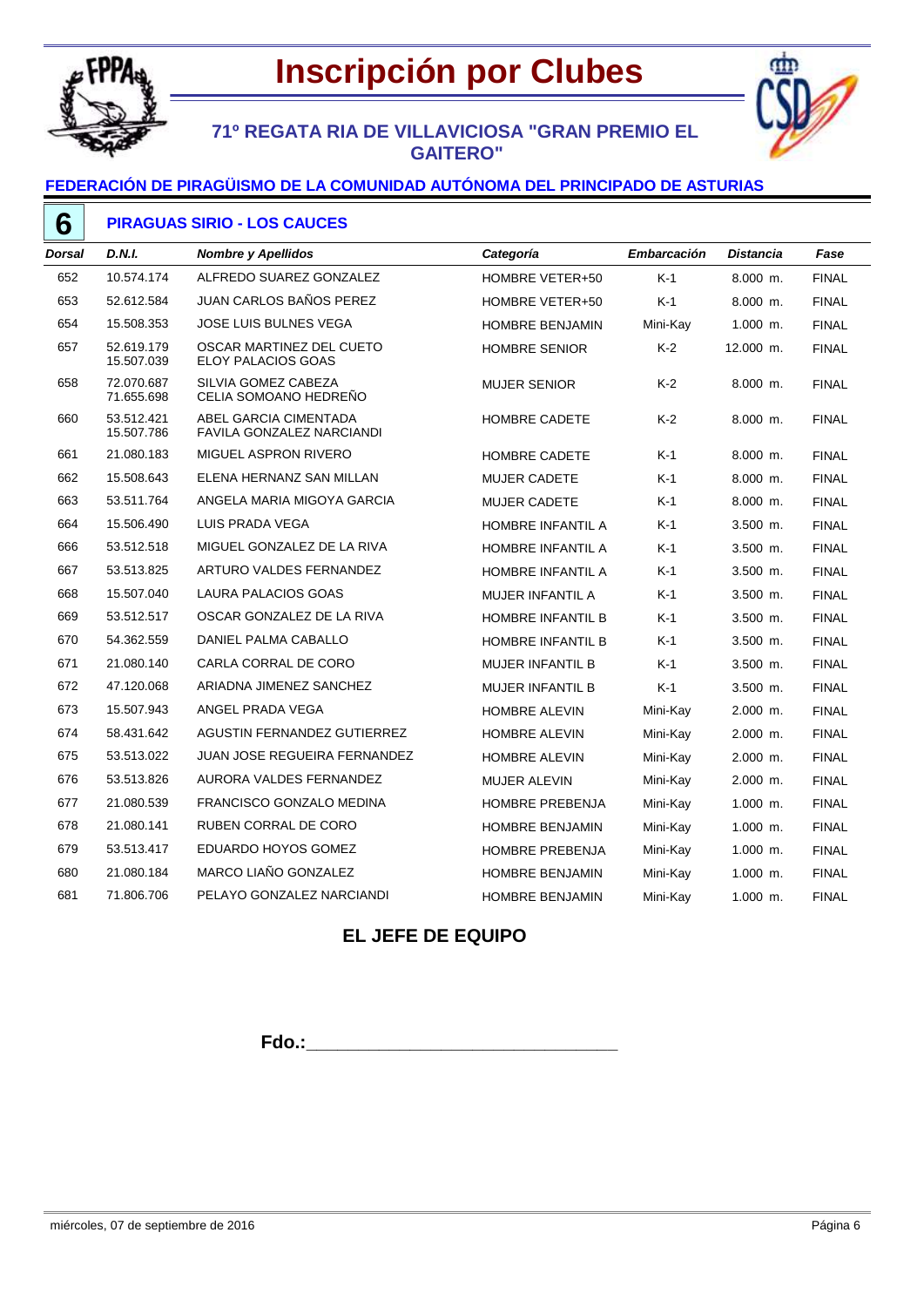# Inscripción por Clubes

## 71º REGATA RIA DE VILLAVICIOSA "GRAN PREMIO EL GAITERO"

### FEDERACIÓN DE PIRAGÜISMO DE LA COMUNIDAD AUTÓNOMA DEL PRINCIPADO DE ASTURIAS

### 6 PIRAGUAS SIRIO - LOS CAUCES

| *Dorsal* | *D.N.I.* | *Nombre y Apellidos* | *Categoría* | *Embarcación* | *Distancia* | *Fase* |
|---|---|---|---|---|---|---|
| 652 | 10.574.174 | ALFREDO SUAREZ GONZALEZ | HOMBRE VETER+50 | K-1 | 8.000 m. | FINAL |
| 653 | 52.612.584 | JUAN CARLOS BAÑOS PEREZ | HOMBRE VETER+50 | K-1 | 8.000 m. | FINAL |
| 654 | 15.508.353 | JOSE LUIS BULNES VEGA | HOMBRE BENJAMIN | Mini-Kay | 1.000 m. | FINAL |
| 657 | 52.619.179<br>15.507.039 | OSCAR MARTINEZ DEL CUETO<br>ELOY PALACIOS GOAS | HOMBRE SENIOR | K-2 | 12.000 m. | FINAL |
| 658 | 72.070.687<br>71.655.698 | SILVIA GOMEZ CABEZA<br>CELIA SOMOANO HEDREÑO | MUJER SENIOR | K-2 | 8.000 m. | FINAL |
| 660 | 53.512.421<br>15.507.786 | ABEL GARCIA CIMENTADA<br>FAVILA GONZALEZ NARCIANDI | HOMBRE CADETE | K-2 | 8.000 m. | FINAL |
| 661 | 21.080.183 | MIGUEL ASPRON RIVERO | HOMBRE CADETE | K-1 | 8.000 m. | FINAL |
| 662 | 15.508.643 | ELENA HERNANZ SAN MILLAN | MUJER CADETE | K-1 | 8.000 m. | FINAL |
| 663 | 53.511.764 | ANGELA MARIA MIGOYA GARCIA | MUJER CADETE | K-1 | 8.000 m. | FINAL |
| 664 | 15.506.490 | LUIS PRADA VEGA | HOMBRE INFANTIL A | K-1 | 3.500 m. | FINAL |
| 666 | 53.512.518 | MIGUEL GONZALEZ DE LA RIVA | HOMBRE INFANTIL A | K-1 | 3.500 m. | FINAL |
| 667 | 53.513.825 | ARTURO VALDES FERNANDEZ | HOMBRE INFANTIL A | K-1 | 3.500 m. | FINAL |
| 668 | 15.507.040 | LAURA PALACIOS GOAS | MUJER INFANTIL A | K-1 | 3.500 m. | FINAL |
| 669 | 53.512.517 | OSCAR GONZALEZ DE LA RIVA | HOMBRE INFANTIL B | K-1 | 3.500 m. | FINAL |
| 670 | 54.362.559 | DANIEL PALMA CABALLO | HOMBRE INFANTIL B | K-1 | 3.500 m. | FINAL |
| 671 | 21.080.140 | CARLA CORRAL DE CORO | MUJER INFANTIL B | K-1 | 3.500 m. | FINAL |
| 672 | 47.120.068 | ARIADNA JIMENEZ SANCHEZ | MUJER INFANTIL B | K-1 | 3.500 m. | FINAL |
| 673 | 15.507.943 | ANGEL PRADA VEGA | HOMBRE ALEVIN | Mini-Kay | 2.000 m. | FINAL |
| 674 | 58.431.642 | AGUSTIN FERNANDEZ GUTIERREZ | HOMBRE ALEVIN | Mini-Kay | 2.000 m. | FINAL |
| 675 | 53.513.022 | JUAN JOSE REGUEIRA FERNANDEZ | HOMBRE ALEVIN | Mini-Kay | 2.000 m. | FINAL |
| 676 | 53.513.826 | AURORA VALDES FERNANDEZ | MUJER ALEVIN | Mini-Kay | 2.000 m. | FINAL |
| 677 | 21.080.539 | FRANCISCO GONZALO MEDINA | HOMBRE PREBENJA | Mini-Kay | 1.000 m. | FINAL |
| 678 | 21.080.141 | RUBEN CORRAL DE CORO | HOMBRE BENJAMIN | Mini-Kay | 1.000 m. | FINAL |
| 679 | 53.513.417 | EDUARDO HOYOS GOMEZ | HOMBRE PREBENJA | Mini-Kay | 1.000 m. | FINAL |
| 680 | 21.080.184 | MARCO LIAÑO GONZALEZ | HOMBRE BENJAMIN | Mini-Kay | 1.000 m. | FINAL |
| 681 | 71.806.706 | PELAYO GONZALEZ NARCIANDI | HOMBRE BENJAMIN | Mini-Kay | 1.000 m. | FINAL |

**EL JEFE DE EQUIPO**

**Fdo.:**_______________________________

miércoles, 07 de septiembre de 2016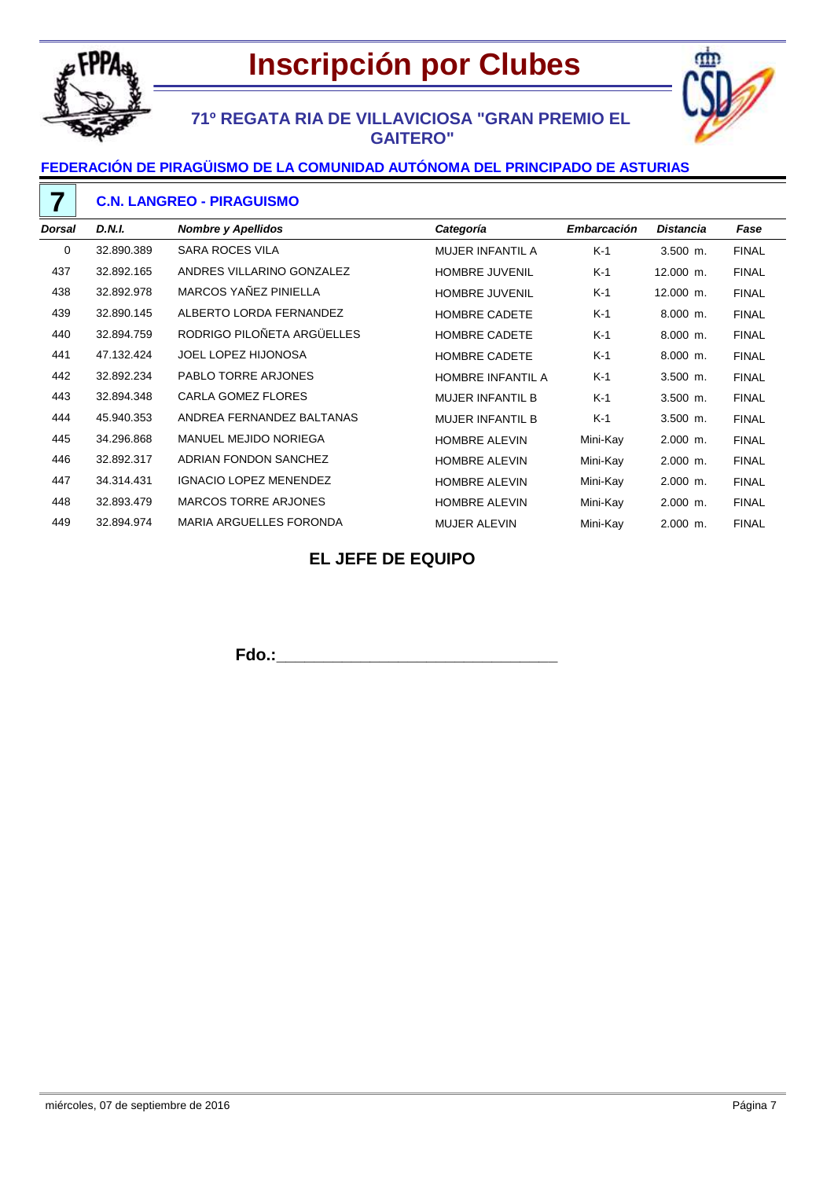# Inscripción por Clubes

## 71º REGATA RIA DE VILLAVICIOSA "GRAN PREMIO EL GAITERO"

### FEDERACIÓN DE PIRAGÜISMO DE LA COMUNIDAD AUTÓNOMA DEL PRINCIPADO DE ASTURIAS

**7** **C.N. LANGREO - PIRAGUISMO**

| *Dorsal* | *D.N.I.* | *Nombre y Apellidos* | *Categoría* | *Embarcación* | *Distancia* | *Fase* |
|---|---|---|---|---|---|---|
| 0 | 32.890.389 | SARA ROCES VILA | MUJER INFANTIL A | K-1 | 3.500 m. | FINAL |
| 437 | 32.892.165 | ANDRES VILLARINO GONZALEZ | HOMBRE JUVENIL | K-1 | 12.000 m. | FINAL |
| 438 | 32.892.978 | MARCOS YAÑEZ PINIELLA | HOMBRE JUVENIL | K-1 | 12.000 m. | FINAL |
| 439 | 32.890.145 | ALBERTO LORDA FERNANDEZ | HOMBRE CADETE | K-1 | 8.000 m. | FINAL |
| 440 | 32.894.759 | RODRIGO PILOÑETA ARGÜELLES | HOMBRE CADETE | K-1 | 8.000 m. | FINAL |
| 441 | 47.132.424 | JOEL LOPEZ HIJONOSA | HOMBRE CADETE | K-1 | 8.000 m. | FINAL |
| 442 | 32.892.234 | PABLO TORRE ARJONES | HOMBRE INFANTIL A | K-1 | 3.500 m. | FINAL |
| 443 | 32.894.348 | CARLA GOMEZ FLORES | MUJER INFANTIL B | K-1 | 3.500 m. | FINAL |
| 444 | 45.940.353 | ANDREA FERNANDEZ BALTANAS | MUJER INFANTIL B | K-1 | 3.500 m. | FINAL |
| 445 | 34.296.868 | MANUEL MEJIDO NORIEGA | HOMBRE ALEVIN | Mini-Kay | 2.000 m. | FINAL |
| 446 | 32.892.317 | ADRIAN FONDON SANCHEZ | HOMBRE ALEVIN | Mini-Kay | 2.000 m. | FINAL |
| 447 | 34.314.431 | IGNACIO LOPEZ MENENDEZ | HOMBRE ALEVIN | Mini-Kay | 2.000 m. | FINAL |
| 448 | 32.893.479 | MARCOS TORRE ARJONES | HOMBRE ALEVIN | Mini-Kay | 2.000 m. | FINAL |
| 449 | 32.894.974 | MARIA ARGUELLES FORONDA | MUJER ALEVIN | Mini-Kay | 2.000 m. | FINAL |

**EL JEFE DE EQUIPO**

**Fdo.:**________________________________

miércoles, 07 de septiembre de 2016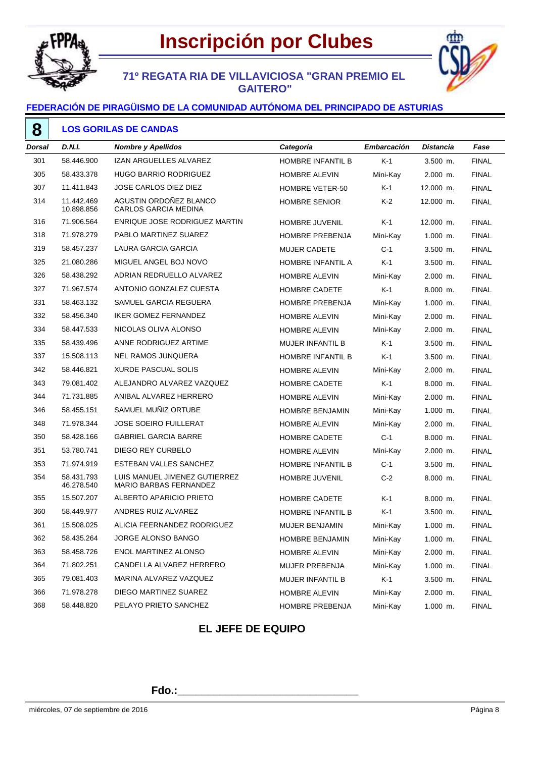# Inscripción por Clubes

## 71º REGATA RIA DE VILLAVICIOSA "GRAN PREMIO EL GAITERO"

### FEDERACIÓN DE PIRAGÜISMO DE LA COMUNIDAD AUTÓNOMA DEL PRINCIPADO DE ASTURIAS

**8** **LOS GORILAS DE CANDAS**

| Dorsal | D.N.I. | Nombre y Apellidos | Categoría | Embarcación | Distancia | Fase |
|---|---|---|---|---|---|---|
| 301 | 58.446.900 | IZAN ARGUELLES ALVAREZ | HOMBRE INFANTIL B | K-1 | 3.500 m. | FINAL |
| 305 | 58.433.378 | HUGO BARRIO RODRIGUEZ | HOMBRE ALEVIN | Mini-Kay | 2.000 m. | FINAL |
| 307 | 11.411.843 | JOSE CARLOS DIEZ DIEZ | HOMBRE VETER-50 | K-1 | 12.000 m. | FINAL |
| 314 | 11.442.469<br>10.898.856 | AGUSTIN ORDOÑEZ BLANCO<br>CARLOS GARCIA MEDINA | HOMBRE SENIOR | K-2 | 12.000 m. | FINAL |
| 316 | 71.906.564 | ENRIQUE JOSE RODRIGUEZ MARTIN | HOMBRE JUVENIL | K-1 | 12.000 m. | FINAL |
| 318 | 71.978.279 | PABLO MARTINEZ SUAREZ | HOMBRE PREBENJA | Mini-Kay | 1.000 m. | FINAL |
| 319 | 58.457.237 | LAURA GARCIA GARCIA | MUJER CADETE | C-1 | 3.500 m. | FINAL |
| 325 | 21.080.286 | MIGUEL ANGEL BOJ NOVO | HOMBRE INFANTIL A | K-1 | 3.500 m. | FINAL |
| 326 | 58.438.292 | ADRIAN REDRUELLO ALVAREZ | HOMBRE ALEVIN | Mini-Kay | 2.000 m. | FINAL |
| 327 | 71.967.574 | ANTONIO GONZALEZ CUESTA | HOMBRE CADETE | K-1 | 8.000 m. | FINAL |
| 331 | 58.463.132 | SAMUEL GARCIA REGUERA | HOMBRE PREBENJA | Mini-Kay | 1.000 m. | FINAL |
| 332 | 58.456.340 | IKER GOMEZ FERNANDEZ | HOMBRE ALEVIN | Mini-Kay | 2.000 m. | FINAL |
| 334 | 58.447.533 | NICOLAS OLIVA ALONSO | HOMBRE ALEVIN | Mini-Kay | 2.000 m. | FINAL |
| 335 | 58.439.496 | ANNE RODRIGUEZ ARTIME | MUJER INFANTIL B | K-1 | 3.500 m. | FINAL |
| 337 | 15.508.113 | NEL RAMOS JUNQUERA | HOMBRE INFANTIL B | K-1 | 3.500 m. | FINAL |
| 342 | 58.446.821 | XURDE PASCUAL SOLIS | HOMBRE ALEVIN | Mini-Kay | 2.000 m. | FINAL |
| 343 | 79.081.402 | ALEJANDRO ALVAREZ VAZQUEZ | HOMBRE CADETE | K-1 | 8.000 m. | FINAL |
| 344 | 71.731.885 | ANIBAL ALVAREZ HERRERO | HOMBRE ALEVIN | Mini-Kay | 2.000 m. | FINAL |
| 346 | 58.455.151 | SAMUEL MUÑIZ ORTUBE | HOMBRE BENJAMIN | Mini-Kay | 1.000 m. | FINAL |
| 348 | 71.978.344 | JOSE SOEIRO FUILLERAT | HOMBRE ALEVIN | Mini-Kay | 2.000 m. | FINAL |
| 350 | 58.428.166 | GABRIEL GARCIA BARRE | HOMBRE CADETE | C-1 | 8.000 m. | FINAL |
| 351 | 53.780.741 | DIEGO REY CURBELO | HOMBRE ALEVIN | Mini-Kay | 2.000 m. | FINAL |
| 353 | 71.974.919 | ESTEBAN VALLES SANCHEZ | HOMBRE INFANTIL B | C-1 | 3.500 m. | FINAL |
| 354 | 58.431.793<br>46.278.540 | LUIS MANUEL JIMENEZ GUTIERREZ<br>MARIO BARBAS FERNANDEZ | HOMBRE JUVENIL | C-2 | 8.000 m. | FINAL |
| 355 | 15.507.207 | ALBERTO APARICIO PRIETO | HOMBRE CADETE | K-1 | 8.000 m. | FINAL |
| 360 | 58.449.977 | ANDRES RUIZ ALVAREZ | HOMBRE INFANTIL B | K-1 | 3.500 m. | FINAL |
| 361 | 15.508.025 | ALICIA FEERNANDEZ RODRIGUEZ | MUJER BENJAMIN | Mini-Kay | 1.000 m. | FINAL |
| 362 | 58.435.264 | JORGE ALONSO BANGO | HOMBRE BENJAMIN | Mini-Kay | 1.000 m. | FINAL |
| 363 | 58.458.726 | ENOL MARTINEZ ALONSO | HOMBRE ALEVIN | Mini-Kay | 2.000 m. | FINAL |
| 364 | 71.802.251 | CANDELLA ALVAREZ HERRERO | MUJER PREBENJA | Mini-Kay | 1.000 m. | FINAL |
| 365 | 79.081.403 | MARINA ALVAREZ VAZQUEZ | MUJER INFANTIL B | K-1 | 3.500 m. | FINAL |
| 366 | 71.978.278 | DIEGO MARTINEZ SUAREZ | HOMBRE ALEVIN | Mini-Kay | 2.000 m. | FINAL |
| 368 | 58.448.820 | PELAYO PRIETO SANCHEZ | HOMBRE PREBENJA | Mini-Kay | 1.000 m. | FINAL |

**EL JEFE DE EQUIPO**

**Fdo.:**\_\_\_\_\_\_\_\_\_\_\_\_\_\_\_\_\_\_\_\_\_\_\_\_\_\_\_\_\_\_\_\_

miércoles, 07 de septiembre de 2016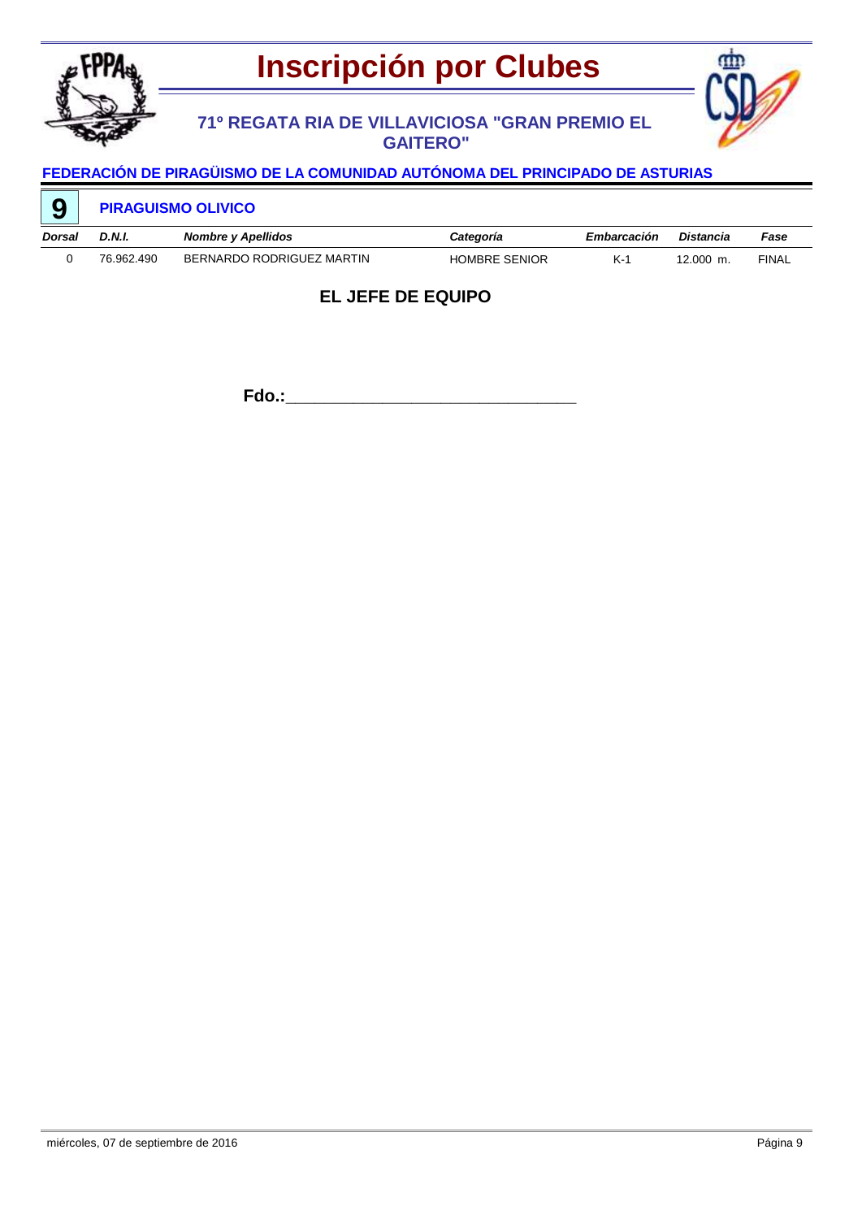# Inscripción por Clubes

## 71º REGATA RIA DE VILLAVICIOSA "GRAN PREMIO EL GAITERO"

### FEDERACIÓN DE PIRAGÜISMO DE LA COMUNIDAD AUTÓNOMA DEL PRINCIPADO DE ASTURIAS

**9** **PIRAGUISMO OLIVICO**

| Dorsal | D.N.I. | Nombre y Apellidos | Categoría | Embarcación | Distancia | Fase |
| --- | --- | --- | --- | --- | --- | --- |
| 0 | 76.962.490 | BERNARDO RODRIGUEZ MARTIN | HOMBRE SENIOR | K-1 | 12.000 m. | FINAL |

**EL JEFE DE EQUIPO**

**Fdo.:**\_\_\_\_\_\_\_\_\_\_\_\_\_\_\_\_\_\_\_\_\_\_\_\_\_\_\_\_\_\_\_\_

miércoles, 07 de septiembre de 2016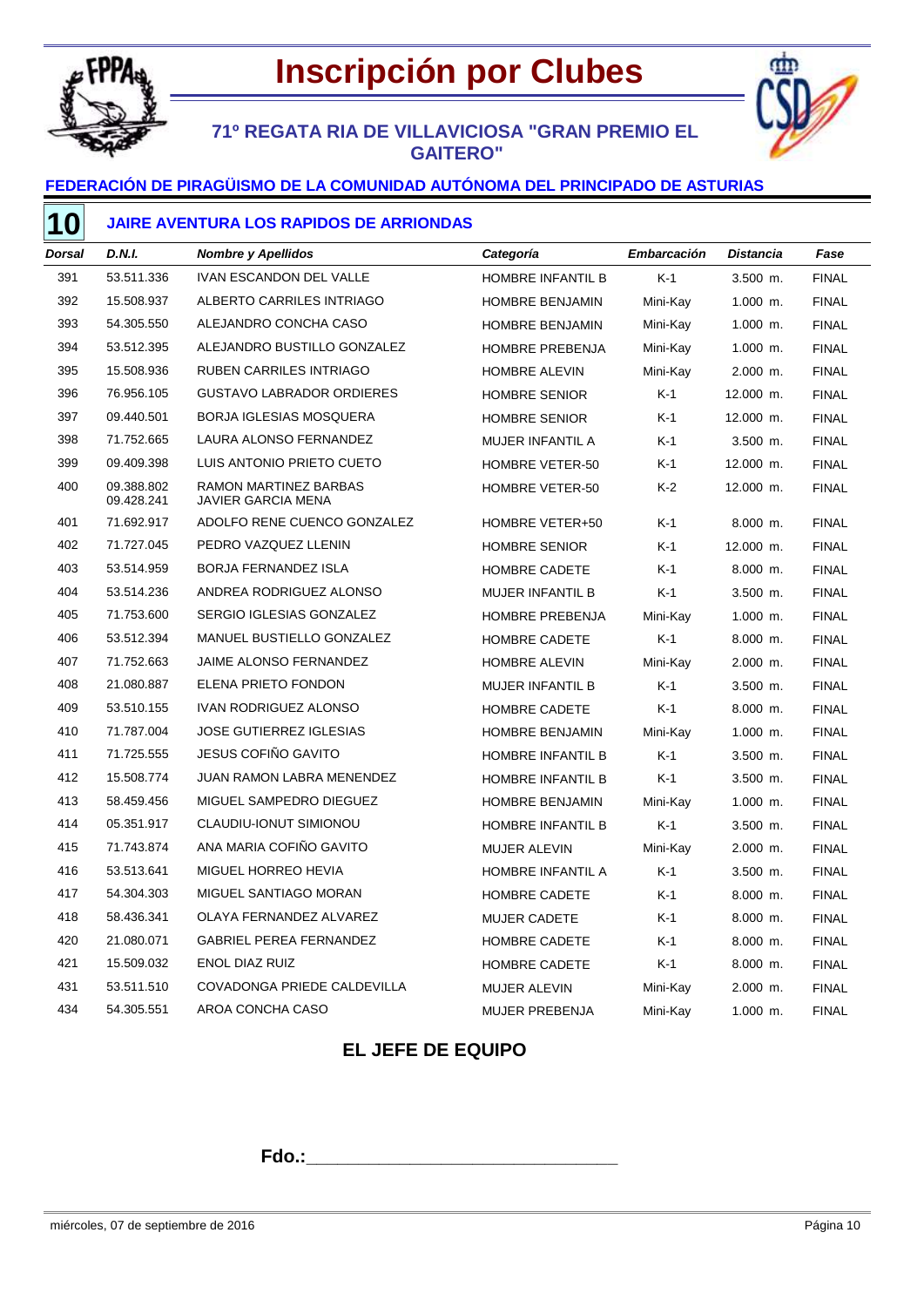# Inscripción por Clubes

## 71º REGATA RIA DE VILLAVICIOSA "GRAN PREMIO EL GAITERO"

### FEDERACIÓN DE PIRAGÜISMO DE LA COMUNIDAD AUTÓNOMA DEL PRINCIPADO DE ASTURIAS

### 10 JAIRE AVENTURA LOS RAPIDOS DE ARRIONDAS

| *Dorsal* | *D.N.I.* | *Nombre y Apellidos* | *Categoría* | *Embarcación* | *Distancia* | *Fase* |
|---|---|---|---|---|---|---|
| 391 | 53.511.336 | IVAN ESCANDON DEL VALLE | HOMBRE INFANTIL B | K-1 | 3.500 m. | FINAL |
| 392 | 15.508.937 | ALBERTO CARRILES INTRIAGO | HOMBRE BENJAMIN | Mini-Kay | 1.000 m. | FINAL |
| 393 | 54.305.550 | ALEJANDRO CONCHA CASO | HOMBRE BENJAMIN | Mini-Kay | 1.000 m. | FINAL |
| 394 | 53.512.395 | ALEJANDRO BUSTILLO GONZALEZ | HOMBRE PREBENJA | Mini-Kay | 1.000 m. | FINAL |
| 395 | 15.508.936 | RUBEN CARRILES INTRIAGO | HOMBRE ALEVIN | Mini-Kay | 2.000 m. | FINAL |
| 396 | 76.956.105 | GUSTAVO LABRADOR ORDIERES | HOMBRE SENIOR | K-1 | 12.000 m. | FINAL |
| 397 | 09.440.501 | BORJA IGLESIAS MOSQUERA | HOMBRE SENIOR | K-1 | 12.000 m. | FINAL |
| 398 | 71.752.665 | LAURA ALONSO FERNANDEZ | MUJER INFANTIL A | K-1 | 3.500 m. | FINAL |
| 399 | 09.409.398 | LUIS ANTONIO PRIETO CUETO | HOMBRE VETER-50 | K-1 | 12.000 m. | FINAL |
| 400 | 09.388.802<br>09.428.241 | RAMON MARTINEZ BARBAS<br>JAVIER GARCIA MENA | HOMBRE VETER-50 | K-2 | 12.000 m. | FINAL |
| 401 | 71.692.917 | ADOLFO RENE CUENCO GONZALEZ | HOMBRE VETER+50 | K-1 | 8.000 m. | FINAL |
| 402 | 71.727.045 | PEDRO VAZQUEZ LLENIN | HOMBRE SENIOR | K-1 | 12.000 m. | FINAL |
| 403 | 53.514.959 | BORJA FERNANDEZ ISLA | HOMBRE CADETE | K-1 | 8.000 m. | FINAL |
| 404 | 53.514.236 | ANDREA RODRIGUEZ ALONSO | MUJER INFANTIL B | K-1 | 3.500 m. | FINAL |
| 405 | 71.753.600 | SERGIO IGLESIAS GONZALEZ | HOMBRE PREBENJA | Mini-Kay | 1.000 m. | FINAL |
| 406 | 53.512.394 | MANUEL BUSTIELLO GONZALEZ | HOMBRE CADETE | K-1 | 8.000 m. | FINAL |
| 407 | 71.752.663 | JAIME ALONSO FERNANDEZ | HOMBRE ALEVIN | Mini-Kay | 2.000 m. | FINAL |
| 408 | 21.080.887 | ELENA PRIETO FONDON | MUJER INFANTIL B | K-1 | 3.500 m. | FINAL |
| 409 | 53.510.155 | IVAN RODRIGUEZ ALONSO | HOMBRE CADETE | K-1 | 8.000 m. | FINAL |
| 410 | 71.787.004 | JOSE GUTIERREZ IGLESIAS | HOMBRE BENJAMIN | Mini-Kay | 1.000 m. | FINAL |
| 411 | 71.725.555 | JESUS COFIÑO GAVITO | HOMBRE INFANTIL B | K-1 | 3.500 m. | FINAL |
| 412 | 15.508.774 | JUAN RAMON LABRA MENENDEZ | HOMBRE INFANTIL B | K-1 | 3.500 m. | FINAL |
| 413 | 58.459.456 | MIGUEL SAMPEDRO DIEGUEZ | HOMBRE BENJAMIN | Mini-Kay | 1.000 m. | FINAL |
| 414 | 05.351.917 | CLAUDIU-IONUT SIMIONOU | HOMBRE INFANTIL B | K-1 | 3.500 m. | FINAL |
| 415 | 71.743.874 | ANA MARIA COFIÑO GAVITO | MUJER ALEVIN | Mini-Kay | 2.000 m. | FINAL |
| 416 | 53.513.641 | MIGUEL HORREO HEVIA | HOMBRE INFANTIL A | K-1 | 3.500 m. | FINAL |
| 417 | 54.304.303 | MIGUEL SANTIAGO MORAN | HOMBRE CADETE | K-1 | 8.000 m. | FINAL |
| 418 | 58.436.341 | OLAYA FERNANDEZ ALVAREZ | MUJER CADETE | K-1 | 8.000 m. | FINAL |
| 420 | 21.080.071 | GABRIEL PEREA FERNANDEZ | HOMBRE CADETE | K-1 | 8.000 m. | FINAL |
| 421 | 15.509.032 | ENOL DIAZ RUIZ | HOMBRE CADETE | K-1 | 8.000 m. | FINAL |
| 431 | 53.511.510 | COVADONGA PRIEDE CALDEVILLA | MUJER ALEVIN | Mini-Kay | 2.000 m. | FINAL |
| 434 | 54.305.551 | AROA CONCHA CASO | MUJER PREBENJA | Mini-Kay | 1.000 m. | FINAL |

**EL JEFE DE EQUIPO**

**Fdo.:**________________________________

miércoles, 07 de septiembre de 2016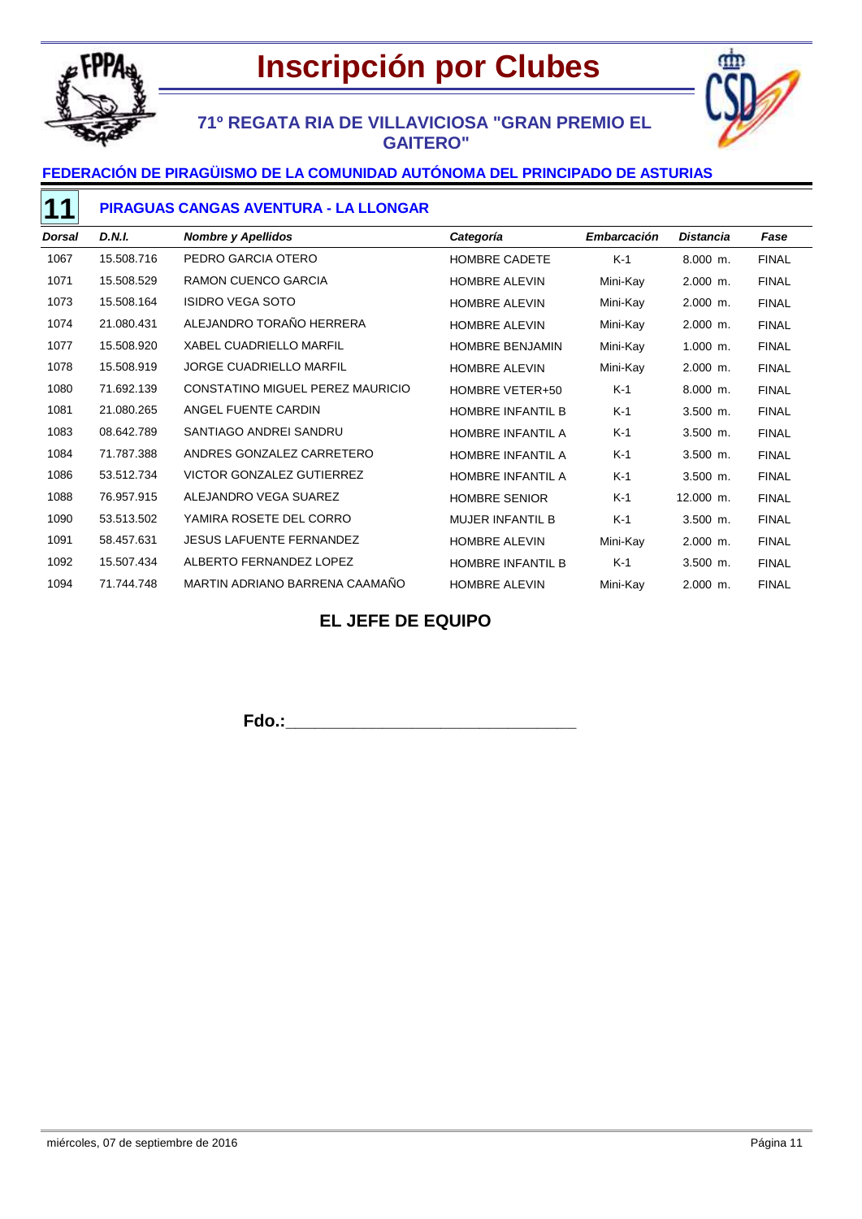# Inscripción por Clubes

## 71º REGATA RIA DE VILLAVICIOSA "GRAN PREMIO EL GAITERO"

### FEDERACIÓN DE PIRAGÜISMO DE LA COMUNIDAD AUTÓNOMA DEL PRINCIPADO DE ASTURIAS

### 11 PIRAGUAS CANGAS AVENTURA - LA LLONGAR

| *Dorsal* | *D.N.I.* | *Nombre y Apellidos* | *Categoría* | *Embarcación* | *Distancia* | *Fase* |
|---|---|---|---|---|---|---|
| 1067 | 15.508.716 | PEDRO GARCIA OTERO | HOMBRE CADETE | K-1 | 8.000 m. | FINAL |
| 1071 | 15.508.529 | RAMON CUENCO GARCIA | HOMBRE ALEVIN | Mini-Kay | 2.000 m. | FINAL |
| 1073 | 15.508.164 | ISIDRO VEGA SOTO | HOMBRE ALEVIN | Mini-Kay | 2.000 m. | FINAL |
| 1074 | 21.080.431 | ALEJANDRO TORAÑO HERRERA | HOMBRE ALEVIN | Mini-Kay | 2.000 m. | FINAL |
| 1077 | 15.508.920 | XABEL CUADRIELLO MARFIL | HOMBRE BENJAMIN | Mini-Kay | 1.000 m. | FINAL |
| 1078 | 15.508.919 | JORGE CUADRIELLO MARFIL | HOMBRE ALEVIN | Mini-Kay | 2.000 m. | FINAL |
| 1080 | 71.692.139 | CONSTATINO MIGUEL PEREZ MAURICIO | HOMBRE VETER+50 | K-1 | 8.000 m. | FINAL |
| 1081 | 21.080.265 | ANGEL FUENTE CARDIN | HOMBRE INFANTIL B | K-1 | 3.500 m. | FINAL |
| 1083 | 08.642.789 | SANTIAGO ANDREI SANDRU | HOMBRE INFANTIL A | K-1 | 3.500 m. | FINAL |
| 1084 | 71.787.388 | ANDRES GONZALEZ CARRETERO | HOMBRE INFANTIL A | K-1 | 3.500 m. | FINAL |
| 1086 | 53.512.734 | VICTOR GONZALEZ GUTIERREZ | HOMBRE INFANTIL A | K-1 | 3.500 m. | FINAL |
| 1088 | 76.957.915 | ALEJANDRO VEGA SUAREZ | HOMBRE SENIOR | K-1 | 12.000 m. | FINAL |
| 1090 | 53.513.502 | YAMIRA ROSETE DEL CORRO | MUJER INFANTIL B | K-1 | 3.500 m. | FINAL |
| 1091 | 58.457.631 | JESUS LAFUENTE FERNANDEZ | HOMBRE ALEVIN | Mini-Kay | 2.000 m. | FINAL |
| 1092 | 15.507.434 | ALBERTO FERNANDEZ LOPEZ | HOMBRE INFANTIL B | K-1 | 3.500 m. | FINAL |
| 1094 | 71.744.748 | MARTIN ADRIANO BARRENA CAAMAÑO | HOMBRE ALEVIN | Mini-Kay | 2.000 m. | FINAL |

**EL JEFE DE EQUIPO**

**Fdo.:**______________________________

miércoles, 07 de septiembre de 2016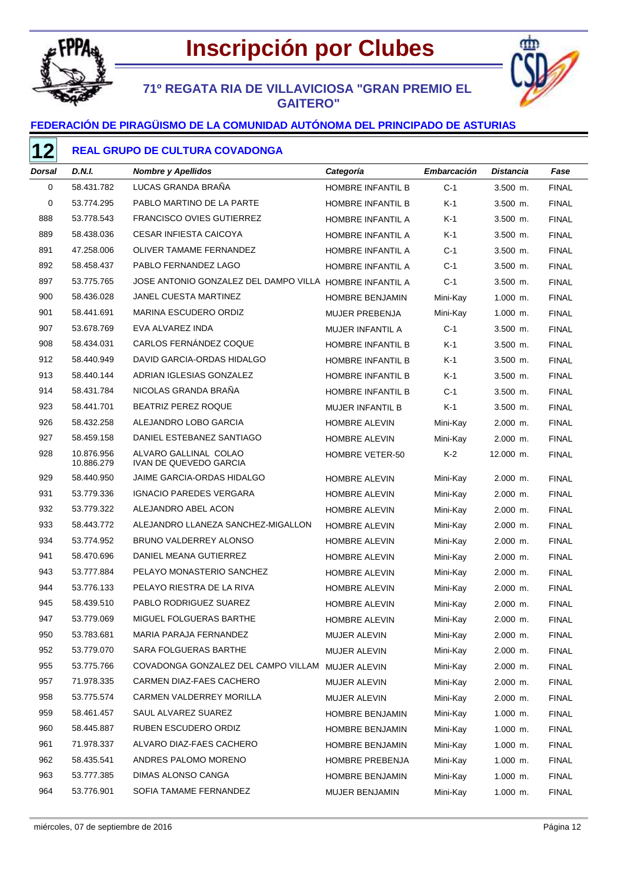# Inscripción por Clubes

## 71º REGATA RIA DE VILLAVICIOSA "GRAN PREMIO EL GAITERO"

### FEDERACIÓN DE PIRAGÜISMO DE LA COMUNIDAD AUTÓNOMA DEL PRINCIPADO DE ASTURIAS

### 12 REAL GRUPO DE CULTURA COVADONGA

| Dorsal | D.N.I. | Nombre y Apellidos | Categoría | Embarcación | Distancia | Fase |
|---|---|---|---|---|---|---|
| 0 | 58.431.782 | LUCAS GRANDA BRAÑA | HOMBRE INFANTIL B | C-1 | 3.500 m. | FINAL |
| 0 | 53.774.295 | PABLO MARTINO DE LA PARTE | HOMBRE INFANTIL B | K-1 | 3.500 m. | FINAL |
| 888 | 53.778.543 | FRANCISCO OVIES GUTIERREZ | HOMBRE INFANTIL A | K-1 | 3.500 m. | FINAL |
| 889 | 58.438.036 | CESAR INFIESTA CAICOYA | HOMBRE INFANTIL A | K-1 | 3.500 m. | FINAL |
| 891 | 47.258.006 | OLIVER TAMAME FERNANDEZ | HOMBRE INFANTIL A | C-1 | 3.500 m. | FINAL |
| 892 | 58.458.437 | PABLO FERNANDEZ LAGO | HOMBRE INFANTIL A | C-1 | 3.500 m. | FINAL |
| 897 | 53.775.765 | JOSE ANTONIO GONZALEZ DEL DAMPO VILLA | HOMBRE INFANTIL A | C-1 | 3.500 m. | FINAL |
| 900 | 58.436.028 | JANEL CUESTA MARTINEZ | HOMBRE BENJAMIN | Mini-Kay | 1.000 m. | FINAL |
| 901 | 58.441.691 | MARINA ESCUDERO ORDIZ | MUJER PREBENJA | Mini-Kay | 1.000 m. | FINAL |
| 907 | 53.678.769 | EVA ALVAREZ INDA | MUJER INFANTIL A | C-1 | 3.500 m. | FINAL |
| 908 | 58.434.031 | CARLOS FERNÁNDEZ COQUE | HOMBRE INFANTIL B | K-1 | 3.500 m. | FINAL |
| 912 | 58.440.949 | DAVID GARCIA-ORDAS HIDALGO | HOMBRE INFANTIL B | K-1 | 3.500 m. | FINAL |
| 913 | 58.440.144 | ADRIAN IGLESIAS GONZALEZ | HOMBRE INFANTIL B | K-1 | 3.500 m. | FINAL |
| 914 | 58.431.784 | NICOLAS GRANDA BRAÑA | HOMBRE INFANTIL B | C-1 | 3.500 m. | FINAL |
| 923 | 58.441.701 | BEATRIZ PEREZ ROQUE | MUJER INFANTIL B | K-1 | 3.500 m. | FINAL |
| 926 | 58.432.258 | ALEJANDRO LOBO GARCIA | HOMBRE ALEVIN | Mini-Kay | 2.000 m. | FINAL |
| 927 | 58.459.158 | DANIEL ESTEBANEZ SANTIAGO | HOMBRE ALEVIN | Mini-Kay | 2.000 m. | FINAL |
| 928 | 10.876.956<br>10.886.279 | ALVARO GALLINAL COLAO<br>IVAN DE QUEVEDO GARCIA | HOMBRE VETER-50 | K-2 | 12.000 m. | FINAL |
| 929 | 58.440.950 | JAIME GARCIA-ORDAS HIDALGO | HOMBRE ALEVIN | Mini-Kay | 2.000 m. | FINAL |
| 931 | 53.779.336 | IGNACIO PAREDES VERGARA | HOMBRE ALEVIN | Mini-Kay | 2.000 m. | FINAL |
| 932 | 53.779.322 | ALEJANDRO ABEL ACON | HOMBRE ALEVIN | Mini-Kay | 2.000 m. | FINAL |
| 933 | 58.443.772 | ALEJANDRO LLANEZA SANCHEZ-MIGALLON | HOMBRE ALEVIN | Mini-Kay | 2.000 m. | FINAL |
| 934 | 53.774.952 | BRUNO VALDERREY ALONSO | HOMBRE ALEVIN | Mini-Kay | 2.000 m. | FINAL |
| 941 | 58.470.696 | DANIEL MEANA GUTIERREZ | HOMBRE ALEVIN | Mini-Kay | 2.000 m. | FINAL |
| 943 | 53.777.884 | PELAYO MONASTERIO SANCHEZ | HOMBRE ALEVIN | Mini-Kay | 2.000 m. | FINAL |
| 944 | 53.776.133 | PELAYO RIESTRA DE LA RIVA | HOMBRE ALEVIN | Mini-Kay | 2.000 m. | FINAL |
| 945 | 58.439.510 | PABLO RODRIGUEZ SUAREZ | HOMBRE ALEVIN | Mini-Kay | 2.000 m. | FINAL |
| 947 | 53.779.069 | MIGUEL FOLGUERAS BARTHE | HOMBRE ALEVIN | Mini-Kay | 2.000 m. | FINAL |
| 950 | 53.783.681 | MARIA PARAJA FERNANDEZ | MUJER ALEVIN | Mini-Kay | 2.000 m. | FINAL |
| 952 | 53.779.070 | SARA FOLGUERAS BARTHE | MUJER ALEVIN | Mini-Kay | 2.000 m. | FINAL |
| 955 | 53.775.766 | COVADONGA GONZALEZ DEL CAMPO VILLAM | MUJER ALEVIN | Mini-Kay | 2.000 m. | FINAL |
| 957 | 71.978.335 | CARMEN DIAZ-FAES CACHERO | MUJER ALEVIN | Mini-Kay | 2.000 m. | FINAL |
| 958 | 53.775.574 | CARMEN VALDERREY MORILLA | MUJER ALEVIN | Mini-Kay | 2.000 m. | FINAL |
| 959 | 58.461.457 | SAUL ALVAREZ SUAREZ | HOMBRE BENJAMIN | Mini-Kay | 1.000 m. | FINAL |
| 960 | 58.445.887 | RUBEN ESCUDERO ORDIZ | HOMBRE BENJAMIN | Mini-Kay | 1.000 m. | FINAL |
| 961 | 71.978.337 | ALVARO DIAZ-FAES CACHERO | HOMBRE BENJAMIN | Mini-Kay | 1.000 m. | FINAL |
| 962 | 58.435.541 | ANDRES PALOMO MORENO | HOMBRE PREBENJA | Mini-Kay | 1.000 m. | FINAL |
| 963 | 53.777.385 | DIMAS ALONSO CANGA | HOMBRE BENJAMIN | Mini-Kay | 1.000 m. | FINAL |
| 964 | 53.776.901 | SOFIA TAMAME FERNANDEZ | MUJER BENJAMIN | Mini-Kay | 1.000 m. | FINAL |

miércoles, 07 de septiembre de 2016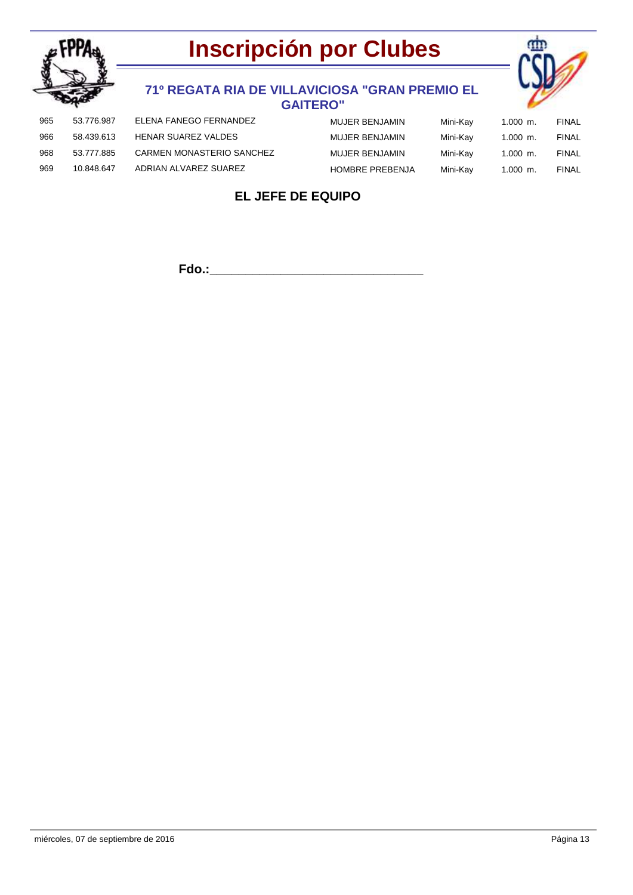# Inscripción por Clubes

## 71º REGATA RIA DE VILLAVICIOSA "GRAN PREMIO EL GAITERO"

| | | | | | | |
|---|---|---|---|---|---|---|
| 965 | 53.776.987 | ELENA FANEGO FERNANDEZ | MUJER BENJAMIN | Mini-Kay | 1.000 m. | FINAL |
| 966 | 58.439.613 | HENAR SUAREZ VALDES | MUJER BENJAMIN | Mini-Kay | 1.000 m. | FINAL |
| 968 | 53.777.885 | CARMEN MONASTERIO SANCHEZ | MUJER BENJAMIN | Mini-Kay | 1.000 m. | FINAL |
| 969 | 10.848.647 | ADRIAN ALVAREZ SUAREZ | HOMBRE PREBENJA | Mini-Kay | 1.000 m. | FINAL |

**EL JEFE DE EQUIPO**

**Fdo.:**________________________________

miércoles, 07 de septiembre de 2016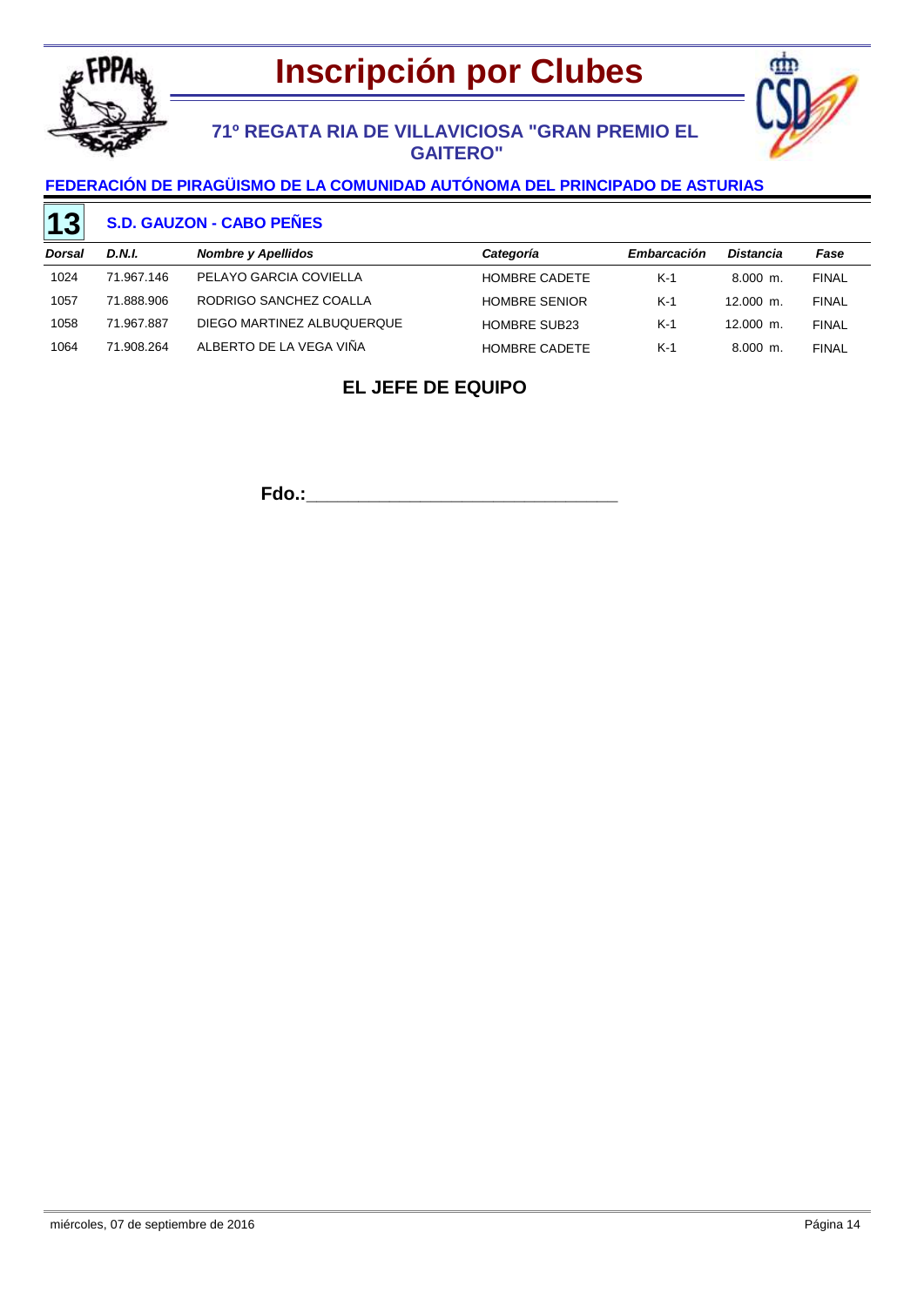# Inscripción por Clubes

## 71º REGATA RIA DE VILLAVICIOSA "GRAN PREMIO EL GAITERO"

### FEDERACIÓN DE PIRAGÜISMO DE LA COMUNIDAD AUTÓNOMA DEL PRINCIPADO DE ASTURIAS

### 13 S.D. GAUZON - CABO PEÑES

| *Dorsal* | *D.N.I.* | *Nombre y Apellidos* | *Categoría* | *Embarcación* | *Distancia* | *Fase* |
|---|---|---|---|---|---|---|
| 1024 | 71.967.146 | PELAYO GARCIA COVIELLA | HOMBRE CADETE | K-1 | 8.000 m. | FINAL |
| 1057 | 71.888.906 | RODRIGO SANCHEZ COALLA | HOMBRE SENIOR | K-1 | 12.000 m. | FINAL |
| 1058 | 71.967.887 | DIEGO MARTINEZ ALBUQUERQUE | HOMBRE SUB23 | K-1 | 12.000 m. | FINAL |
| 1064 | 71.908.264 | ALBERTO DE LA VEGA VIÑA | HOMBRE CADETE | K-1 | 8.000 m. | FINAL |

**EL JEFE DE EQUIPO**

**Fdo.:**_______________________________

miércoles, 07 de septiembre de 2016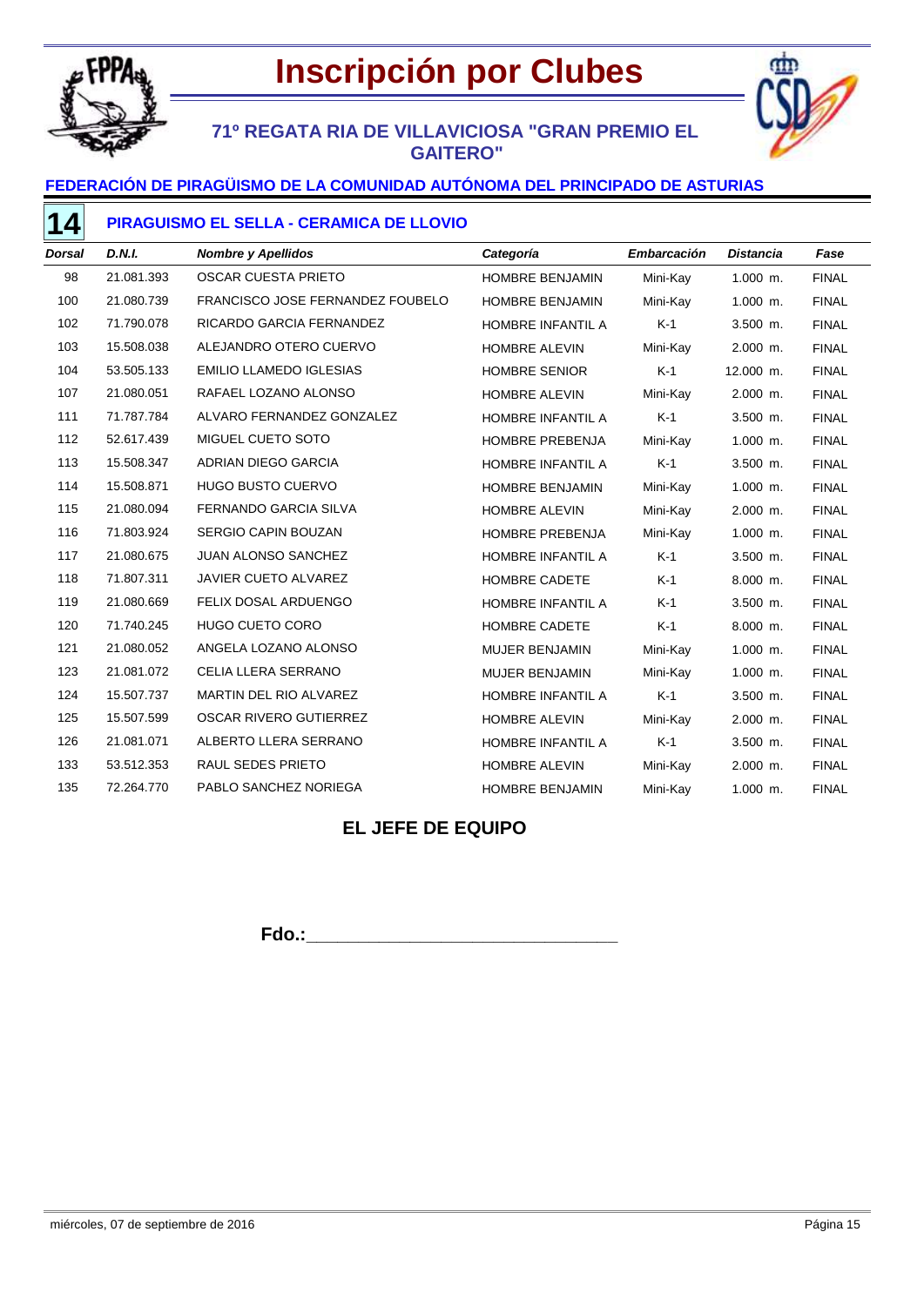# Inscripción por Clubes

## 71º REGATA RIA DE VILLAVICIOSA "GRAN PREMIO EL GAITERO"

### FEDERACIÓN DE PIRAGÜISMO DE LA COMUNIDAD AUTÓNOMA DEL PRINCIPADO DE ASTURIAS

### 14 PIRAGUISMO EL SELLA - CERAMICA DE LLOVIO

| Dorsal | D.N.I. | Nombre y Apellidos | Categoría | Embarcación | Distancia | Fase |
|---|---|---|---|---|---|---|
| 98 | 21.081.393 | OSCAR CUESTA PRIETO | HOMBRE BENJAMIN | Mini-Kay | 1.000 m. | FINAL |
| 100 | 21.080.739 | FRANCISCO JOSE FERNANDEZ FOUBELO | HOMBRE BENJAMIN | Mini-Kay | 1.000 m. | FINAL |
| 102 | 71.790.078 | RICARDO GARCIA FERNANDEZ | HOMBRE INFANTIL A | K-1 | 3.500 m. | FINAL |
| 103 | 15.508.038 | ALEJANDRO OTERO CUERVO | HOMBRE ALEVIN | Mini-Kay | 2.000 m. | FINAL |
| 104 | 53.505.133 | EMILIO LLAMEDO IGLESIAS | HOMBRE SENIOR | K-1 | 12.000 m. | FINAL |
| 107 | 21.080.051 | RAFAEL LOZANO ALONSO | HOMBRE ALEVIN | Mini-Kay | 2.000 m. | FINAL |
| 111 | 71.787.784 | ALVARO FERNANDEZ GONZALEZ | HOMBRE INFANTIL A | K-1 | 3.500 m. | FINAL |
| 112 | 52.617.439 | MIGUEL CUETO SOTO | HOMBRE PREBENJA | Mini-Kay | 1.000 m. | FINAL |
| 113 | 15.508.347 | ADRIAN DIEGO GARCIA | HOMBRE INFANTIL A | K-1 | 3.500 m. | FINAL |
| 114 | 15.508.871 | HUGO BUSTO CUERVO | HOMBRE BENJAMIN | Mini-Kay | 1.000 m. | FINAL |
| 115 | 21.080.094 | FERNANDO GARCIA SILVA | HOMBRE ALEVIN | Mini-Kay | 2.000 m. | FINAL |
| 116 | 71.803.924 | SERGIO CAPIN BOUZAN | HOMBRE PREBENJA | Mini-Kay | 1.000 m. | FINAL |
| 117 | 21.080.675 | JUAN ALONSO SANCHEZ | HOMBRE INFANTIL A | K-1 | 3.500 m. | FINAL |
| 118 | 71.807.311 | JAVIER CUETO ALVAREZ | HOMBRE CADETE | K-1 | 8.000 m. | FINAL |
| 119 | 21.080.669 | FELIX DOSAL ARDUENGO | HOMBRE INFANTIL A | K-1 | 3.500 m. | FINAL |
| 120 | 71.740.245 | HUGO CUETO CORO | HOMBRE CADETE | K-1 | 8.000 m. | FINAL |
| 121 | 21.080.052 | ANGELA LOZANO ALONSO | MUJER BENJAMIN | Mini-Kay | 1.000 m. | FINAL |
| 123 | 21.081.072 | CELIA LLERA SERRANO | MUJER BENJAMIN | Mini-Kay | 1.000 m. | FINAL |
| 124 | 15.507.737 | MARTIN DEL RIO ALVAREZ | HOMBRE INFANTIL A | K-1 | 3.500 m. | FINAL |
| 125 | 15.507.599 | OSCAR RIVERO GUTIERREZ | HOMBRE ALEVIN | Mini-Kay | 2.000 m. | FINAL |
| 126 | 21.081.071 | ALBERTO LLERA SERRANO | HOMBRE INFANTIL A | K-1 | 3.500 m. | FINAL |
| 133 | 53.512.353 | RAUL SEDES PRIETO | HOMBRE ALEVIN | Mini-Kay | 2.000 m. | FINAL |
| 135 | 72.264.770 | PABLO SANCHEZ NORIEGA | HOMBRE BENJAMIN | Mini-Kay | 1.000 m. | FINAL |

**EL JEFE DE EQUIPO**

**Fdo.:**_______________________________

miércoles, 07 de septiembre de 2016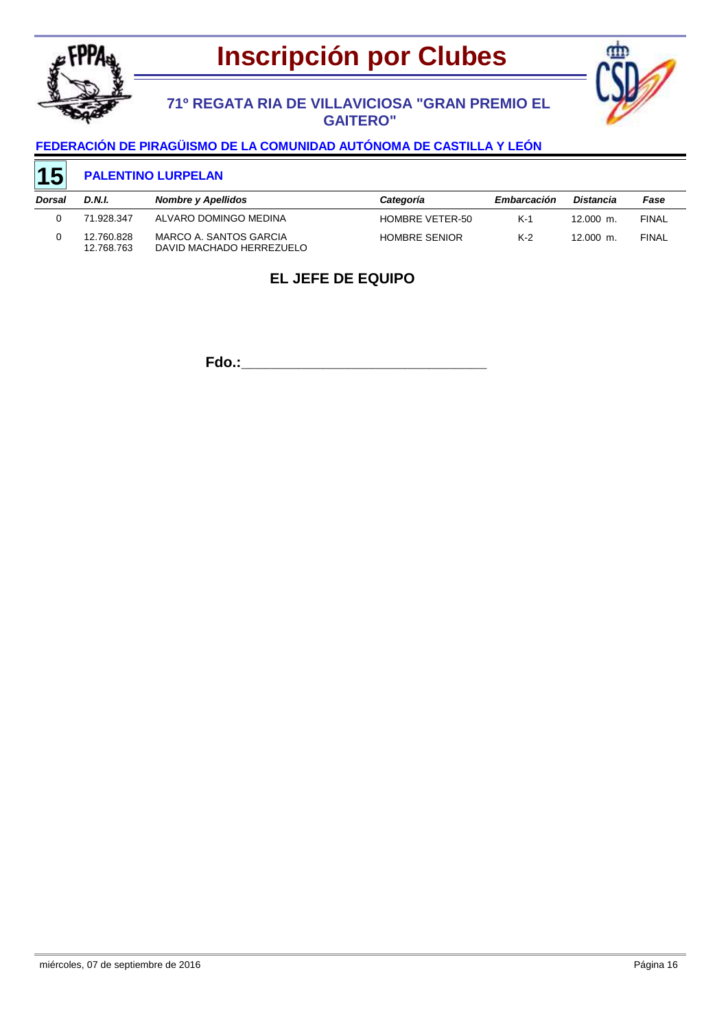# Inscripción por Clubes

## 71º REGATA RIA DE VILLAVICIOSA "GRAN PREMIO EL GAITERO"

### FEDERACIÓN DE PIRAGÜISMO DE LA COMUNIDAD AUTÓNOMA DE CASTILLA Y LEÓN

### 15 PALENTINO LURPELAN

| *Dorsal* | *D.N.I.* | *Nombre y Apellidos* | *Categoría* | *Embarcación* | *Distancia* | *Fase* |
|---|---|---|---|---|---|---|
| 0 | 71.928.347 | ALVARO DOMINGO MEDINA | HOMBRE VETER-50 | K-1 | 12.000 m. | FINAL |
| 0 | 12.760.828<br>12.768.763 | MARCO A. SANTOS GARCIA<br>DAVID MACHADO HERREZUELO | HOMBRE SENIOR | K-2 | 12.000 m. | FINAL |

**EL JEFE DE EQUIPO**

**Fdo.:**\_\_\_\_\_\_\_\_\_\_\_\_\_\_\_\_\_\_\_\_\_\_\_\_\_\_\_\_\_\_\_\_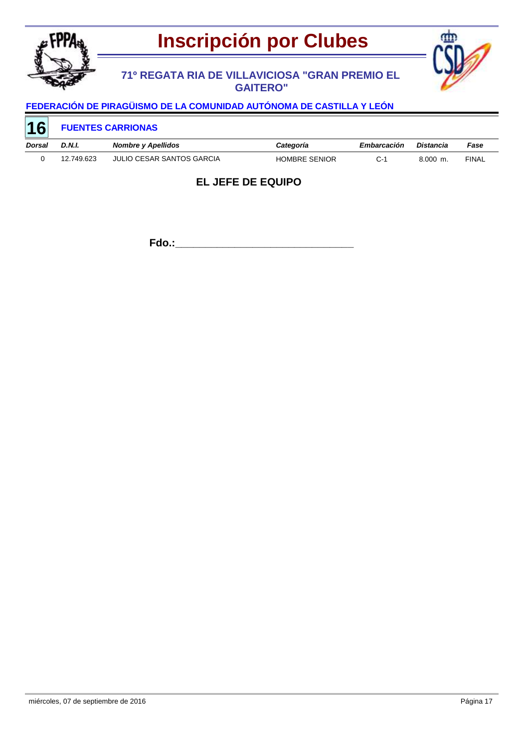# Inscripción por Clubes

## 71º REGATA RIA DE VILLAVICIOSA "GRAN PREMIO EL GAITERO"

### FEDERACIÓN DE PIRAGÜISMO DE LA COMUNIDAD AUTÓNOMA DE CASTILLA Y LEÓN

**16** **FUENTES CARRIONAS**

| *Dorsal* | *D.N.I.* | *Nombre y Apellidos* | *Categoría* | *Embarcación* | *Distancia* | *Fase* |
|---|---|---|---|---|---|---|
| 0 | 12.749.623 | JULIO CESAR SANTOS GARCIA | HOMBRE SENIOR | C-1 | 8.000 m. | FINAL |

**EL JEFE DE EQUIPO**

**Fdo.:**________________________________

miércoles, 07 de septiembre de 2016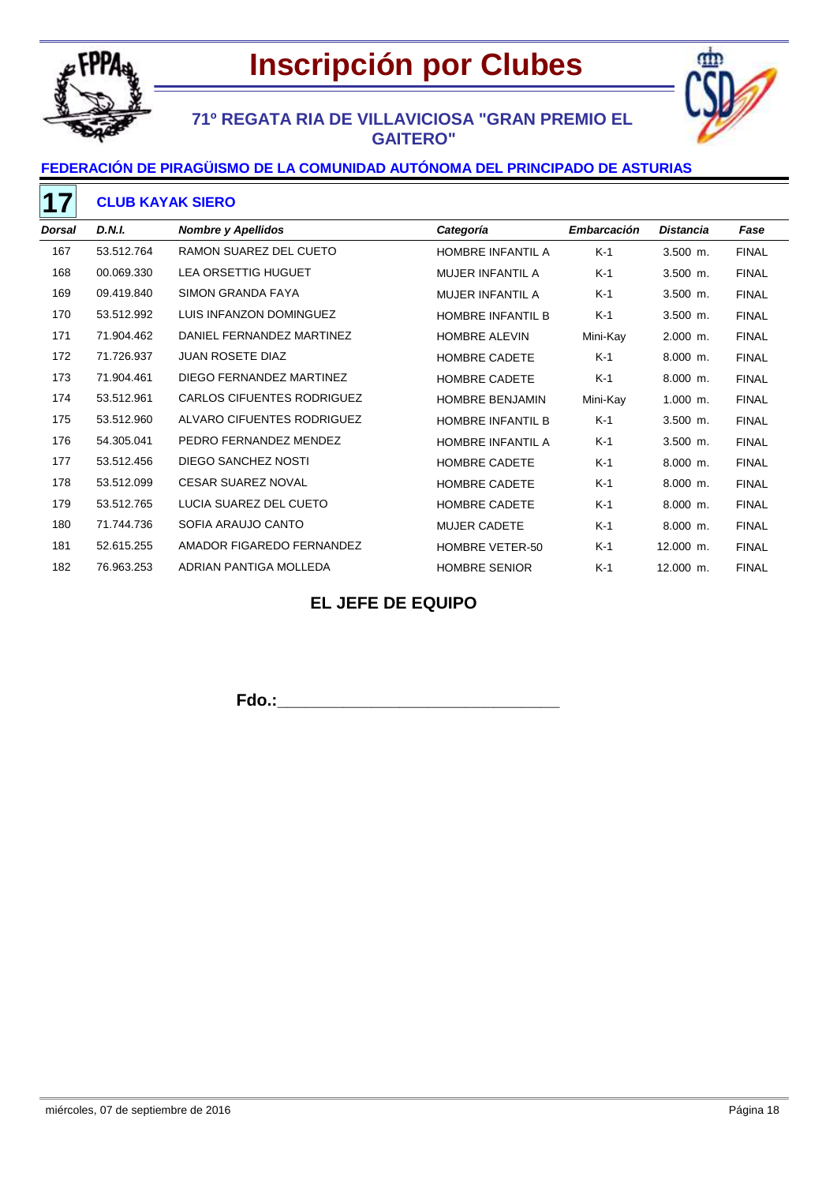# Inscripción por Clubes

## 71º REGATA RIA DE VILLAVICIOSA "GRAN PREMIO EL GAITERO"

### FEDERACIÓN DE PIRAGÜISMO DE LA COMUNIDAD AUTÓNOMA DEL PRINCIPADO DE ASTURIAS

**17** **CLUB KAYAK SIERO**

| *Dorsal* | *D.N.I.* | *Nombre y Apellidos* | *Categoría* | *Embarcación* | *Distancia* | *Fase* |
|---|---|---|---|---|---|---|
| 167 | 53.512.764 | RAMON SUAREZ DEL CUETO | HOMBRE INFANTIL A | K-1 | 3.500 m. | FINAL |
| 168 | 00.069.330 | LEA ORSETTIG HUGUET | MUJER INFANTIL A | K-1 | 3.500 m. | FINAL |
| 169 | 09.419.840 | SIMON GRANDA FAYA | MUJER INFANTIL A | K-1 | 3.500 m. | FINAL |
| 170 | 53.512.992 | LUIS INFANZON DOMINGUEZ | HOMBRE INFANTIL B | K-1 | 3.500 m. | FINAL |
| 171 | 71.904.462 | DANIEL FERNANDEZ MARTINEZ | HOMBRE ALEVIN | Mini-Kay | 2.000 m. | FINAL |
| 172 | 71.726.937 | JUAN ROSETE DIAZ | HOMBRE CADETE | K-1 | 8.000 m. | FINAL |
| 173 | 71.904.461 | DIEGO FERNANDEZ MARTINEZ | HOMBRE CADETE | K-1 | 8.000 m. | FINAL |
| 174 | 53.512.961 | CARLOS CIFUENTES RODRIGUEZ | HOMBRE BENJAMIN | Mini-Kay | 1.000 m. | FINAL |
| 175 | 53.512.960 | ALVARO CIFUENTES RODRIGUEZ | HOMBRE INFANTIL B | K-1 | 3.500 m. | FINAL |
| 176 | 54.305.041 | PEDRO FERNANDEZ MENDEZ | HOMBRE INFANTIL A | K-1 | 3.500 m. | FINAL |
| 177 | 53.512.456 | DIEGO SANCHEZ NOSTI | HOMBRE CADETE | K-1 | 8.000 m. | FINAL |
| 178 | 53.512.099 | CESAR SUAREZ NOVAL | HOMBRE CADETE | K-1 | 8.000 m. | FINAL |
| 179 | 53.512.765 | LUCIA SUAREZ DEL CUETO | HOMBRE CADETE | K-1 | 8.000 m. | FINAL |
| 180 | 71.744.736 | SOFIA ARAUJO CANTO | MUJER CADETE | K-1 | 8.000 m. | FINAL |
| 181 | 52.615.255 | AMADOR FIGAREDO FERNANDEZ | HOMBRE VETER-50 | K-1 | 12.000 m. | FINAL |
| 182 | 76.963.253 | ADRIAN PANTIGA MOLLEDA | HOMBRE SENIOR | K-1 | 12.000 m. | FINAL |

**EL JEFE DE EQUIPO**

**Fdo.:**________________________________

miércoles, 07 de septiembre de 2016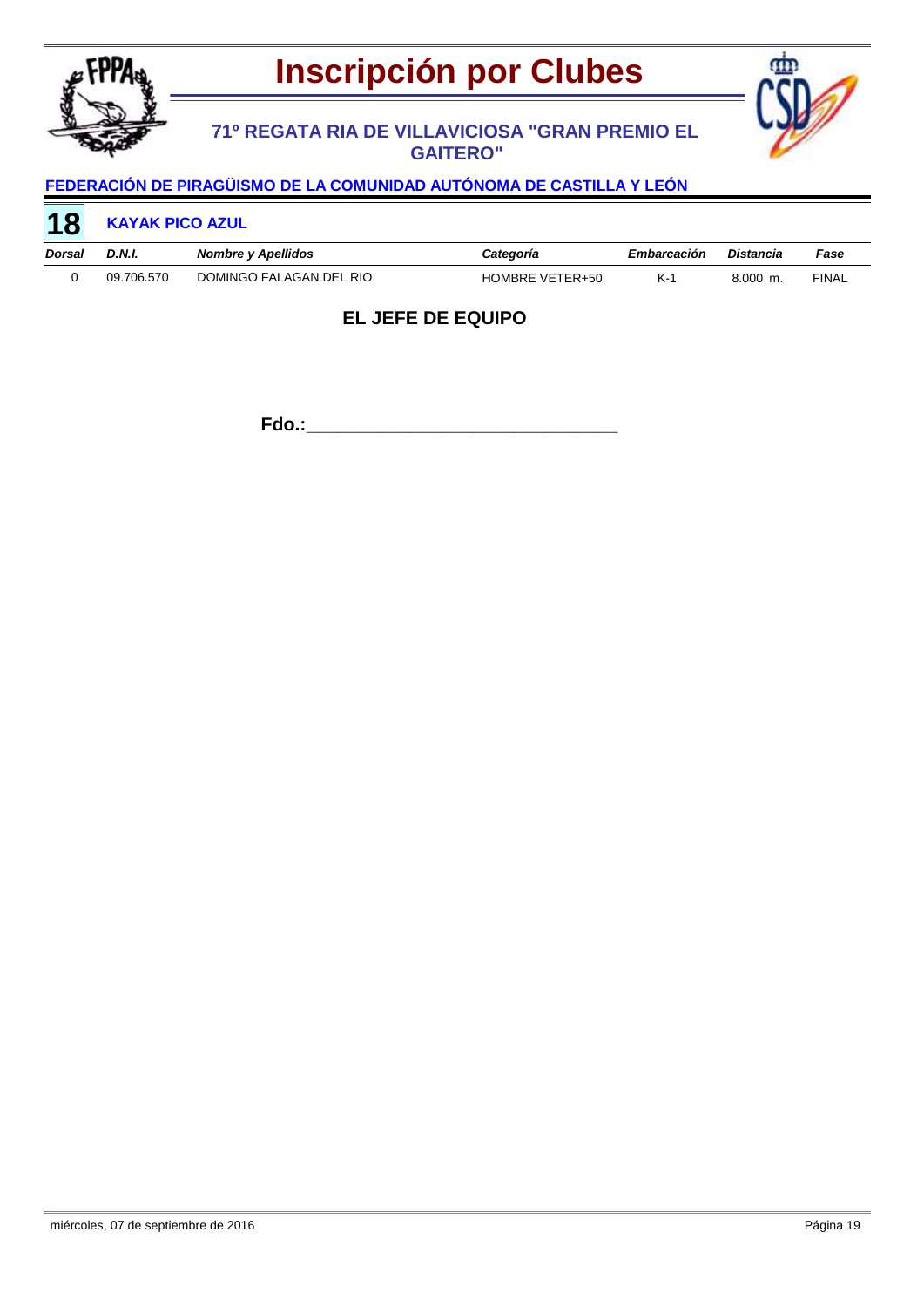# Inscripción por Clubes

## 71º REGATA RIA DE VILLAVICIOSA "GRAN PREMIO EL GAITERO"

### FEDERACIÓN DE PIRAGÜISMO DE LA COMUNIDAD AUTÓNOMA DE CASTILLA Y LEÓN

**18** **KAYAK PICO AZUL**

| Dorsal | D.N.I. | Nombre y Apellidos | Categoría | Embarcación | Distancia | Fase |
|---|---|---|---|---|---|---|
| 0 | 09.706.570 | DOMINGO FALAGAN DEL RIO | HOMBRE VETER+50 | K-1 | 8.000 m. | FINAL |

**EL JEFE DE EQUIPO**

**Fdo.:**________________________________

miércoles, 07 de septiembre de 2016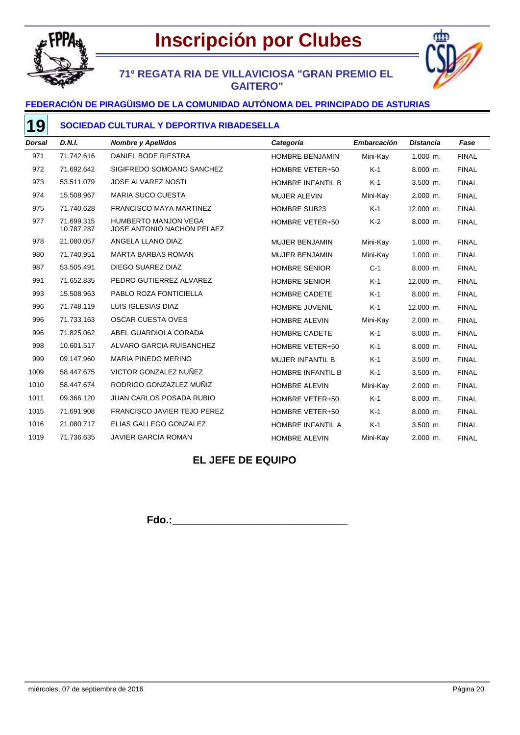# Inscripción por Clubes

## 71º REGATA RIA DE VILLAVICIOSA "GRAN PREMIO EL GAITERO"

### FEDERACIÓN DE PIRAGÜISMO DE LA COMUNIDAD AUTÓNOMA DEL PRINCIPADO DE ASTURIAS

### 19 SOCIEDAD CULTURAL Y DEPORTIVA RIBADESELLA

| *Dorsal* | *D.N.I.* | *Nombre y Apellidos* | *Categoría* | *Embarcación* | *Distancia* | *Fase* |
|---|---|---|---|---|---|---|
| 971 | 71.742.616 | DANIEL BODE RIESTRA | HOMBRE BENJAMIN | Mini-Kay | 1.000 m. | FINAL |
| 972 | 71.692.642 | SIGIFREDO SOMOANO SANCHEZ | HOMBRE VETER+50 | K-1 | 8.000 m. | FINAL |
| 973 | 53.511.079 | JOSE ALVAREZ NOSTI | HOMBRE INFANTIL B | K-1 | 3.500 m. | FINAL |
| 974 | 15.508.967 | MARIA SUCO CUESTA | MUJER ALEVIN | Mini-Kay | 2.000 m. | FINAL |
| 975 | 71.740.628 | FRANCISCO MAYA MARTINEZ | HOMBRE SUB23 | K-1 | 12.000 m. | FINAL |
| 977 | 71.699.315<br>10.787.287 | HUMBERTO MANJON VEGA<br>JOSE ANTONIO NACHON PELAEZ | HOMBRE VETER+50 | K-2 | 8.000 m. | FINAL |
| 978 | 21.080.057 | ANGELA LLANO DIAZ | MUJER BENJAMIN | Mini-Kay | 1.000 m. | FINAL |
| 980 | 71.740.951 | MARTA BARBAS ROMAN | MUJER BENJAMIN | Mini-Kay | 1.000 m. | FINAL |
| 987 | 53.505.491 | DIEGO SUAREZ DIAZ | HOMBRE SENIOR | C-1 | 8.000 m. | FINAL |
| 991 | 71.652.835 | PEDRO GUTIERREZ ALVAREZ | HOMBRE SENIOR | K-1 | 12.000 m. | FINAL |
| 993 | 15.508.963 | PABLO ROZA FONTICIELLA | HOMBRE CADETE | K-1 | 8.000 m. | FINAL |
| 996 | 71.748.119 | LUIS IGLESIAS DIAZ | HOMBRE JUVENIL | K-1 | 12.000 m. | FINAL |
| 996 | 71.733.163 | OSCAR CUESTA OVES | HOMBRE ALEVIN | Mini-Kay | 2.000 m. | FINAL |
| 996 | 71.825.062 | ABEL GUARDIOLA CORADA | HOMBRE CADETE | K-1 | 8.000 m. | FINAL |
| 998 | 10.601.517 | ALVARO GARCIA RUISANCHEZ | HOMBRE VETER+50 | K-1 | 8.000 m. | FINAL |
| 999 | 09.147.960 | MARIA PINEDO MERINO | MUJER INFANTIL B | K-1 | 3.500 m. | FINAL |
| 1009 | 58.447.675 | VICTOR GONZALEZ NUÑEZ | HOMBRE INFANTIL B | K-1 | 3.500 m. | FINAL |
| 1010 | 58.447.674 | RODRIGO GONZAZLEZ MUÑIZ | HOMBRE ALEVIN | Mini-Kay | 2.000 m. | FINAL |
| 1011 | 09.366.120 | JUAN CARLOS POSADA RUBIO | HOMBRE VETER+50 | K-1 | 8.000 m. | FINAL |
| 1015 | 71.691.908 | FRANCISCO JAVIER TEJO PEREZ | HOMBRE VETER+50 | K-1 | 8.000 m. | FINAL |
| 1016 | 21.080.717 | ELIAS GALLEGO GONZALEZ | HOMBRE INFANTIL A | K-1 | 3.500 m. | FINAL |
| 1019 | 71.736.635 | JAVIER GARCIA ROMAN | HOMBRE ALEVIN | Mini-Kay | 2.000 m. | FINAL |

**EL JEFE DE EQUIPO**

**Fdo.:**_________________________________

miércoles, 07 de septiembre de 2016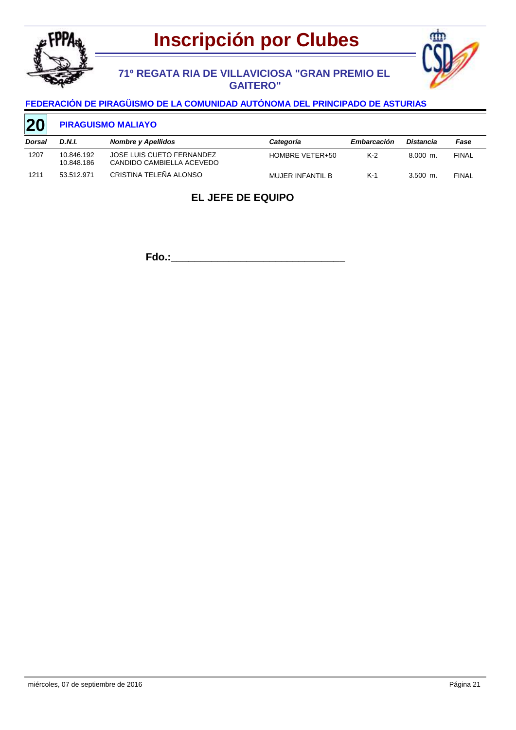# Inscripción por Clubes

## 71º REGATA RIA DE VILLAVICIOSA "GRAN PREMIO EL GAITERO"

### FEDERACIÓN DE PIRAGÜISMO DE LA COMUNIDAD AUTÓNOMA DEL PRINCIPADO DE ASTURIAS

**20** **PIRAGUISMO MALIAYO**

| Dorsal | D.N.I. | Nombre y Apellidos | Categoría | Embarcación | Distancia | Fase |
|---|---|---|---|---|---|---|
| 1207 | 10.846.192<br>10.848.186 | JOSE LUIS CUETO FERNANDEZ<br>CANDIDO CAMBIELLA ACEVEDO | HOMBRE VETER+50 | K-2 | 8.000 m. | FINAL |
| 1211 | 53.512.971 | CRISTINA TELEÑA ALONSO | MUJER INFANTIL B | K-1 | 3.500 m. | FINAL |

**EL JEFE DE EQUIPO**

**Fdo.:**_______________________________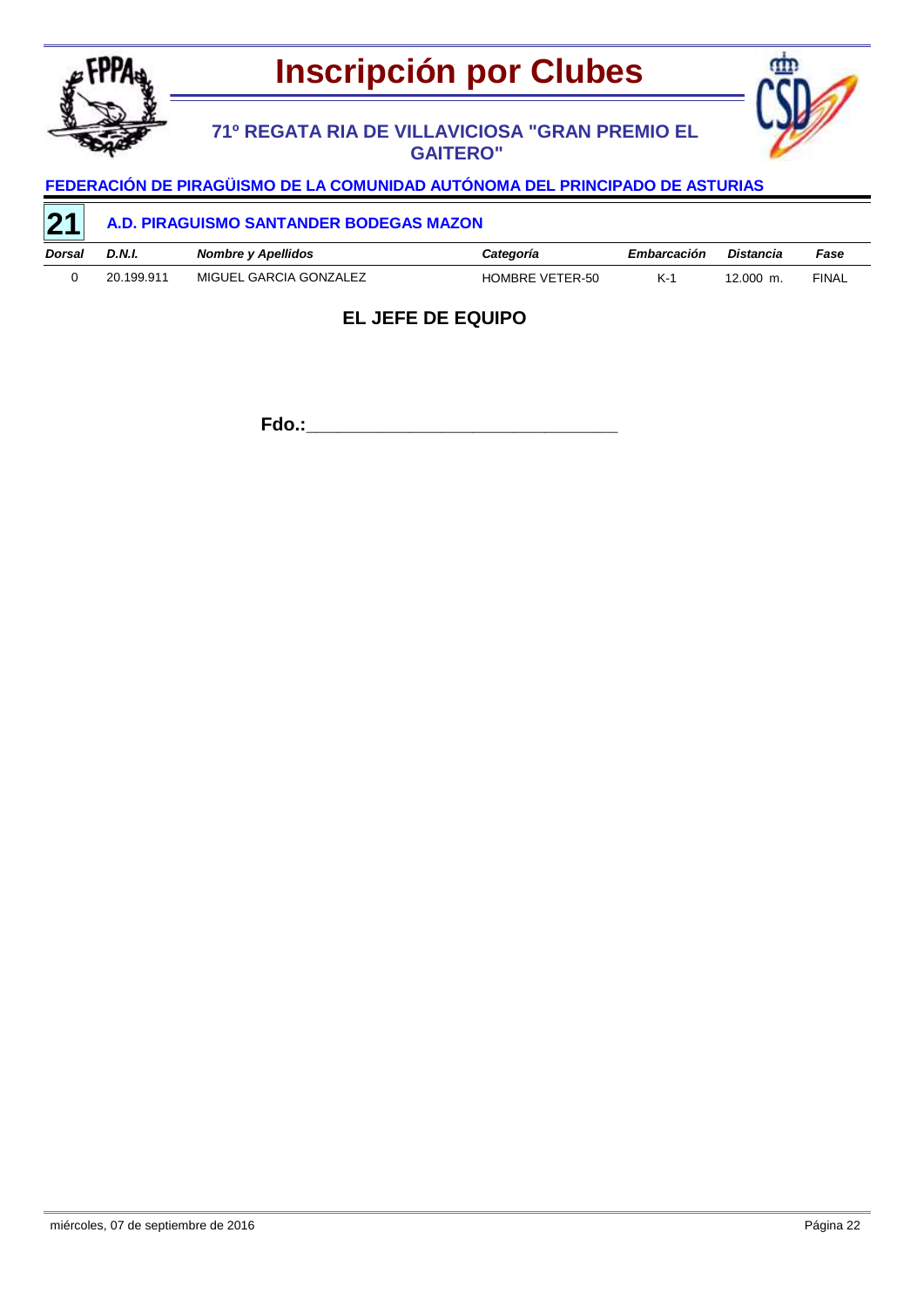# Inscripción por Clubes

## 71º REGATA RIA DE VILLAVICIOSA "GRAN PREMIO EL GAITERO"

### FEDERACIÓN DE PIRAGÜISMO DE LA COMUNIDAD AUTÓNOMA DEL PRINCIPADO DE ASTURIAS

**21** **A.D. PIRAGUISMO SANTANDER BODEGAS MAZON**

| *Dorsal* | *D.N.I.* | *Nombre y Apellidos* | *Categoría* | *Embarcación* | *Distancia* | *Fase* |
|---|---|---|---|---|---|---|
| 0 | 20.199.911 | MIGUEL GARCIA GONZALEZ | HOMBRE VETER-50 | K-1 | 12.000 m. | FINAL |

**EL JEFE DE EQUIPO**

**Fdo.:**________________________________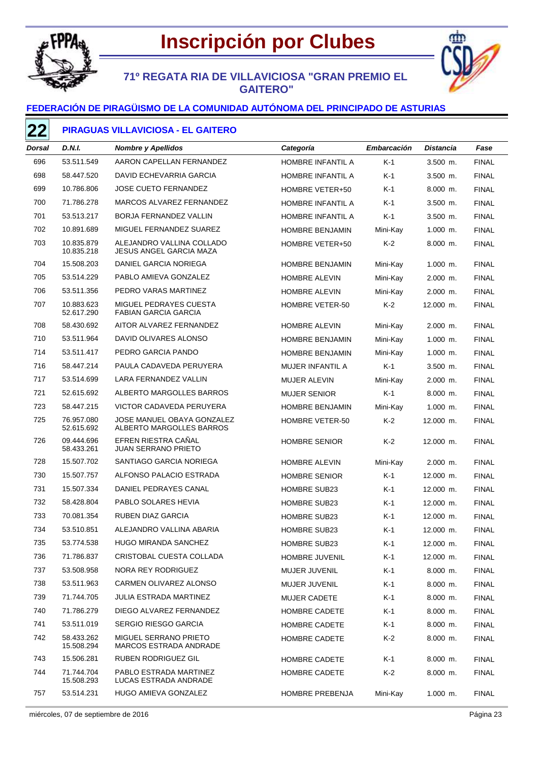# Inscripción por Clubes

## 71º REGATA RIA DE VILLAVICIOSA "GRAN PREMIO EL GAITERO"

### FEDERACIÓN DE PIRAGÜISMO DE LA COMUNIDAD AUTÓNOMA DEL PRINCIPADO DE ASTURIAS

### 22 PIRAGUAS VILLAVICIOSA - EL GAITERO

| Dorsal | D.N.I. | Nombre y Apellidos | Categoría | Embarcación | Distancia | Fase |
|---|---|---|---|---|---|---|
| 696 | 53.511.549 | AARON CAPELLAN FERNANDEZ | HOMBRE INFANTIL A | K-1 | 3.500 m. | FINAL |
| 698 | 58.447.520 | DAVID ECHEVARRIA GARCIA | HOMBRE INFANTIL A | K-1 | 3.500 m. | FINAL |
| 699 | 10.786.806 | JOSE CUETO FERNANDEZ | HOMBRE VETER+50 | K-1 | 8.000 m. | FINAL |
| 700 | 71.786.278 | MARCOS ALVAREZ FERNANDEZ | HOMBRE INFANTIL A | K-1 | 3.500 m. | FINAL |
| 701 | 53.513.217 | BORJA FERNANDEZ VALLIN | HOMBRE INFANTIL A | K-1 | 3.500 m. | FINAL |
| 702 | 10.891.689 | MIGUEL FERNANDEZ SUAREZ | HOMBRE BENJAMIN | Mini-Kay | 1.000 m. | FINAL |
| 703 | 10.835.879<br>10.835.218 | ALEJANDRO VALLINA COLLADO<br>JESUS ANGEL GARCIA MAZA | HOMBRE VETER+50 | K-2 | 8.000 m. | FINAL |
| 704 | 15.508.203 | DANIEL GARCIA NORIEGA | HOMBRE BENJAMIN | Mini-Kay | 1.000 m. | FINAL |
| 705 | 53.514.229 | PABLO AMIEVA GONZALEZ | HOMBRE ALEVIN | Mini-Kay | 2.000 m. | FINAL |
| 706 | 53.511.356 | PEDRO VARAS MARTINEZ | HOMBRE ALEVIN | Mini-Kay | 2.000 m. | FINAL |
| 707 | 10.883.623<br>52.617.290 | MIGUEL PEDRAYES CUESTA<br>FABIAN GARCIA GARCIA | HOMBRE VETER-50 | K-2 | 12.000 m. | FINAL |
| 708 | 58.430.692 | AITOR ALVAREZ FERNANDEZ | HOMBRE ALEVIN | Mini-Kay | 2.000 m. | FINAL |
| 710 | 53.511.964 | DAVID OLIVARES ALONSO | HOMBRE BENJAMIN | Mini-Kay | 1.000 m. | FINAL |
| 714 | 53.511.417 | PEDRO GARCIA PANDO | HOMBRE BENJAMIN | Mini-Kay | 1.000 m. | FINAL |
| 716 | 58.447.214 | PAULA CADAVEDA PERUYERA | MUJER INFANTIL A | K-1 | 3.500 m. | FINAL |
| 717 | 53.514.699 | LARA FERNANDEZ VALLIN | MUJER ALEVIN | Mini-Kay | 2.000 m. | FINAL |
| 721 | 52.615.692 | ALBERTO MARGOLLES BARROS | MUJER SENIOR | K-1 | 8.000 m. | FINAL |
| 723 | 58.447.215 | VICTOR CADAVEDA PERUYERA | HOMBRE BENJAMIN | Mini-Kay | 1.000 m. | FINAL |
| 725 | 76.957.080<br>52.615.692 | JOSE MANUEL OBAYA GONZALEZ<br>ALBERTO MARGOLLES BARROS | HOMBRE VETER-50 | K-2 | 12.000 m. | FINAL |
| 726 | 09.444.696<br>58.433.261 | EFREN RIESTRA CAÑAL<br>JUAN SERRANO PRIETO | HOMBRE SENIOR | K-2 | 12.000 m. | FINAL |
| 728 | 15.507.702 | SANTIAGO GARCIA NORIEGA | HOMBRE ALEVIN | Mini-Kay | 2.000 m. | FINAL |
| 730 | 15.507.757 | ALFONSO PALACIO ESTRADA | HOMBRE SENIOR | K-1 | 12.000 m. | FINAL |
| 731 | 15.507.334 | DANIEL PEDRAYES CANAL | HOMBRE SUB23 | K-1 | 12.000 m. | FINAL |
| 732 | 58.428.804 | PABLO SOLARES HEVIA | HOMBRE SUB23 | K-1 | 12.000 m. | FINAL |
| 733 | 70.081.354 | RUBEN DIAZ GARCIA | HOMBRE SUB23 | K-1 | 12.000 m. | FINAL |
| 734 | 53.510.851 | ALEJANDRO VALLINA ABARIA | HOMBRE SUB23 | K-1 | 12.000 m. | FINAL |
| 735 | 53.774.538 | HUGO MIRANDA SANCHEZ | HOMBRE SUB23 | K-1 | 12.000 m. | FINAL |
| 736 | 71.786.837 | CRISTOBAL CUESTA COLLADA | HOMBRE JUVENIL | K-1 | 12.000 m. | FINAL |
| 737 | 53.508.958 | NORA REY RODRIGUEZ | MUJER JUVENIL | K-1 | 8.000 m. | FINAL |
| 738 | 53.511.963 | CARMEN OLIVAREZ ALONSO | MUJER JUVENIL | K-1 | 8.000 m. | FINAL |
| 739 | 71.744.705 | JULIA ESTRADA MARTINEZ | MUJER CADETE | K-1 | 8.000 m. | FINAL |
| 740 | 71.786.279 | DIEGO ALVAREZ FERNANDEZ | HOMBRE CADETE | K-1 | 8.000 m. | FINAL |
| 741 | 53.511.019 | SERGIO RIESGO GARCIA | HOMBRE CADETE | K-1 | 8.000 m. | FINAL |
| 742 | 58.433.262<br>15.508.294 | MIGUEL SERRANO PRIETO<br>MARCOS ESTRADA ANDRADE | HOMBRE CADETE | K-2 | 8.000 m. | FINAL |
| 743 | 15.506.281 | RUBEN RODRIGUEZ GIL | HOMBRE CADETE | K-1 | 8.000 m. | FINAL |
| 744 | 71.744.704<br>15.508.293 | PABLO ESTRADA MARTINEZ<br>LUCAS ESTRADA ANDRADE | HOMBRE CADETE | K-2 | 8.000 m. | FINAL |
| 757 | 53.514.231 | HUGO AMIEVA GONZALEZ | HOMBRE PREBENJA | Mini-Kay | 1.000 m. | FINAL |

miércoles, 07 de septiembre de 2016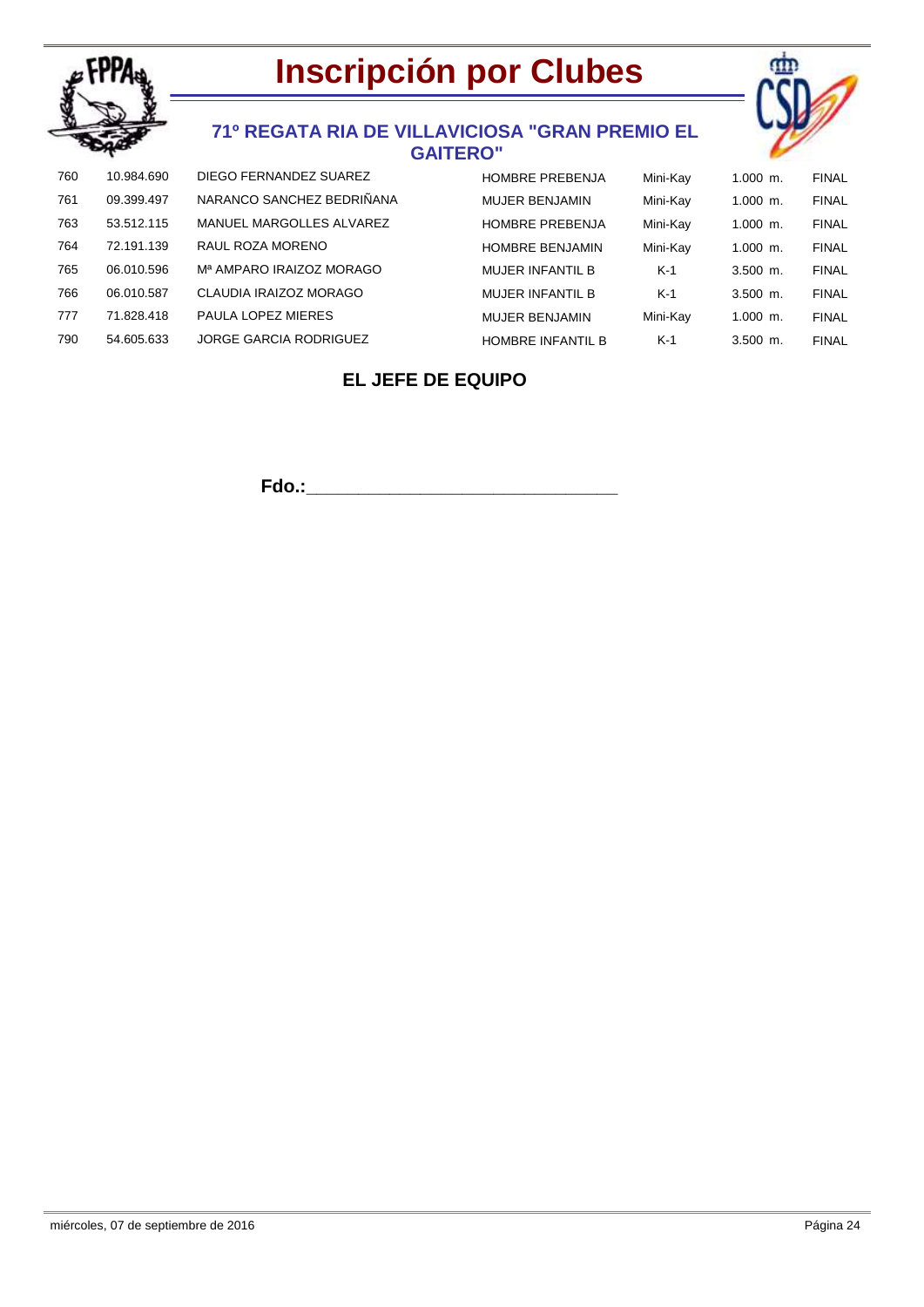# Inscripción por Clubes

## 71º REGATA RIA DE VILLAVICIOSA "GRAN PREMIO EL GAITERO"

| | | | | | | |
|---|---|---|---|---|---|---|
| 760 | 10.984.690 | DIEGO FERNANDEZ SUAREZ | HOMBRE PREBENJA | Mini-Kay | 1.000 m. | FINAL |
| 761 | 09.399.497 | NARANCO SANCHEZ BEDRIÑANA | MUJER BENJAMIN | Mini-Kay | 1.000 m. | FINAL |
| 763 | 53.512.115 | MANUEL MARGOLLES ALVAREZ | HOMBRE PREBENJA | Mini-Kay | 1.000 m. | FINAL |
| 764 | 72.191.139 | RAUL ROZA MORENO | HOMBRE BENJAMIN | Mini-Kay | 1.000 m. | FINAL |
| 765 | 06.010.596 | Mª AMPARO IRAIZOZ MORAGO | MUJER INFANTIL B | K-1 | 3.500 m. | FINAL |
| 766 | 06.010.587 | CLAUDIA IRAIZOZ MORAGO | MUJER INFANTIL B | K-1 | 3.500 m. | FINAL |
| 777 | 71.828.418 | PAULA LOPEZ MIERES | MUJER BENJAMIN | Mini-Kay | 1.000 m. | FINAL |
| 790 | 54.605.633 | JORGE GARCIA RODRIGUEZ | HOMBRE INFANTIL B | K-1 | 3.500 m. | FINAL |

**EL JEFE DE EQUIPO**

**Fdo.:**_______________________________

miércoles, 07 de septiembre de 2016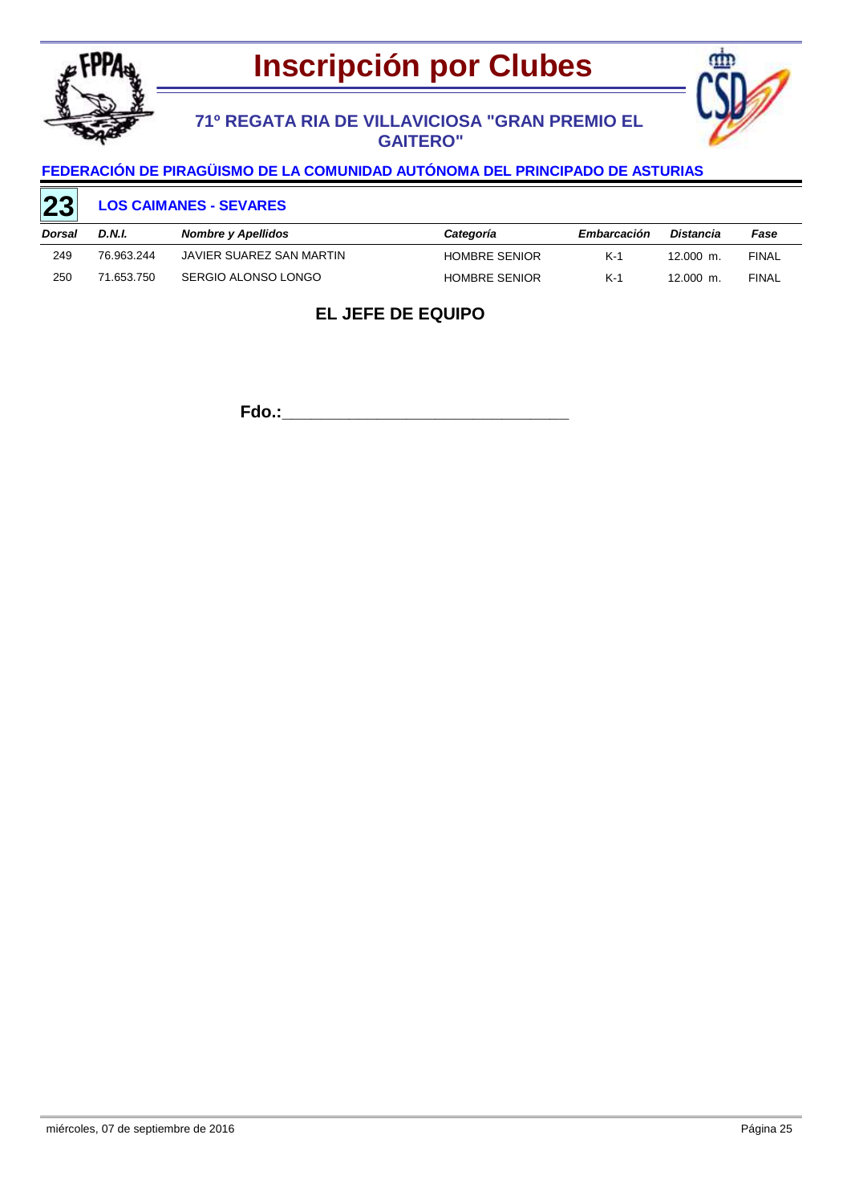# Inscripción por Clubes

## 71º REGATA RIA DE VILLAVICIOSA "GRAN PREMIO EL GAITERO"

### FEDERACIÓN DE PIRAGÜISMO DE LA COMUNIDAD AUTÓNOMA DEL PRINCIPADO DE ASTURIAS

**23** **LOS CAIMANES - SEVARES**

| *Dorsal* | *D.N.I.* | *Nombre y Apellidos* | *Categoría* | *Embarcación* | *Distancia* | *Fase* |
|---|---|---|---|---|---|---|
| 249 | 76.963.244 | JAVIER SUAREZ SAN MARTIN | HOMBRE SENIOR | K-1 | 12.000 m. | FINAL |
| 250 | 71.653.750 | SERGIO ALONSO LONGO | HOMBRE SENIOR | K-1 | 12.000 m. | FINAL |

**EL JEFE DE EQUIPO**

**Fdo.:**_______________________________

miércoles, 07 de septiembre de 2016